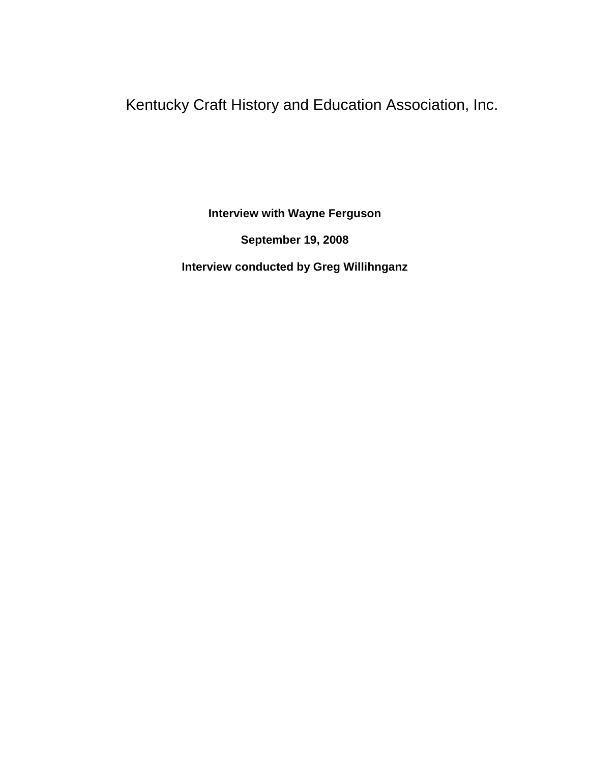# Kentucky Craft History and Education Association, Inc.

**Interview with Wayne Ferguson**

**September 19, 2008**

**Interview conducted by Greg Willihnganz**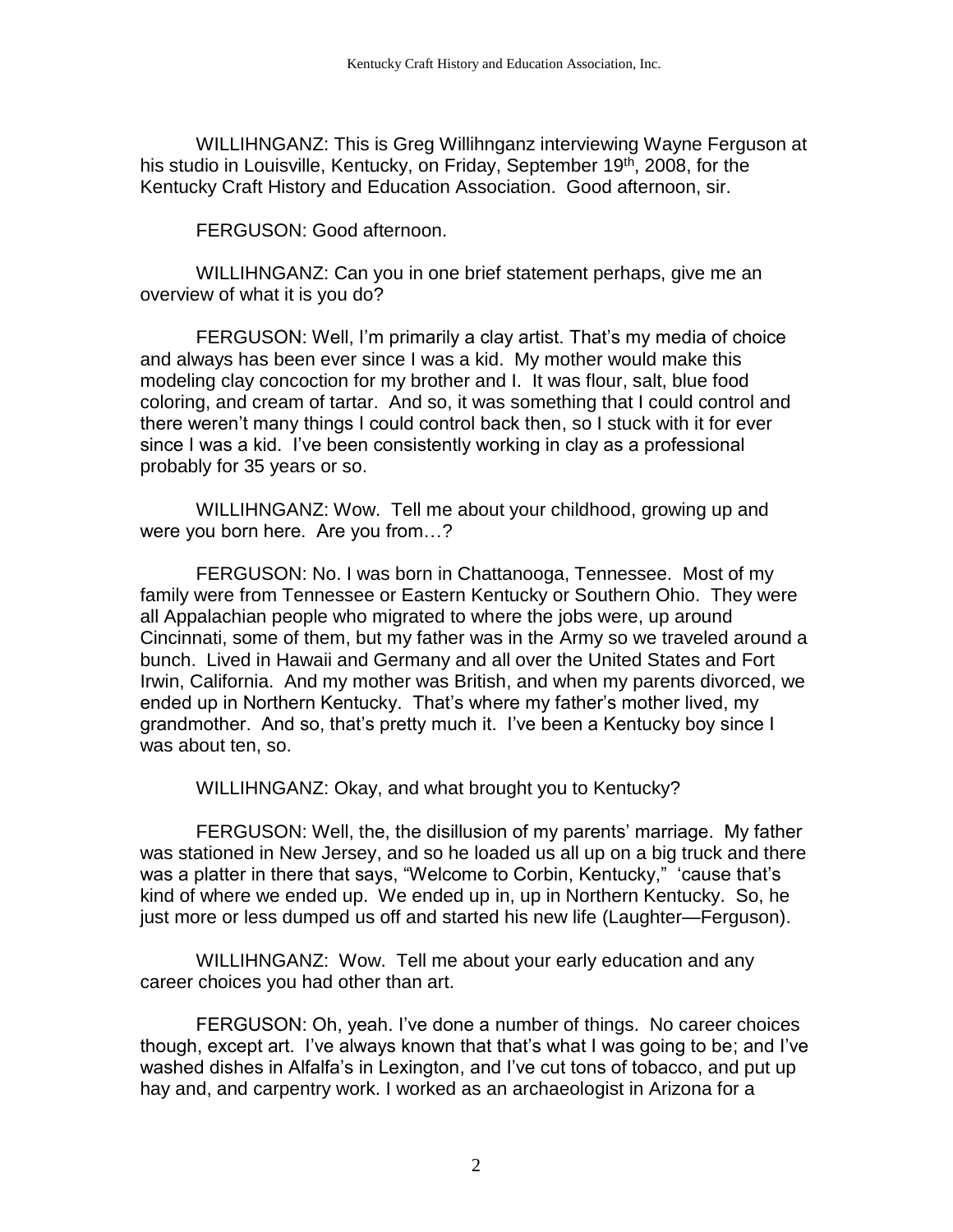WILLIHNGANZ: This is Greg Willihnganz interviewing Wayne Ferguson at his studio in Louisville, Kentucky, on Friday, September 19th, 2008, for the Kentucky Craft History and Education Association. Good afternoon, sir.

FERGUSON: Good afternoon.

WILLIHNGANZ: Can you in one brief statement perhaps, give me an overview of what it is you do?

FERGUSON: Well, I'm primarily a clay artist. That's my media of choice and always has been ever since I was a kid. My mother would make this modeling clay concoction for my brother and I. It was flour, salt, blue food coloring, and cream of tartar. And so, it was something that I could control and there weren't many things I could control back then, so I stuck with it for ever since I was a kid. I've been consistently working in clay as a professional probably for 35 years or so.

WILLIHNGANZ: Wow. Tell me about your childhood, growing up and were you born here. Are you from…?

FERGUSON: No. I was born in Chattanooga, Tennessee. Most of my family were from Tennessee or Eastern Kentucky or Southern Ohio. They were all Appalachian people who migrated to where the jobs were, up around Cincinnati, some of them, but my father was in the Army so we traveled around a bunch. Lived in Hawaii and Germany and all over the United States and Fort Irwin, California. And my mother was British, and when my parents divorced, we ended up in Northern Kentucky. That's where my father's mother lived, my grandmother. And so, that's pretty much it. I've been a Kentucky boy since I was about ten, so.

WILLIHNGANZ: Okay, and what brought you to Kentucky?

FERGUSON: Well, the, the disillusion of my parents' marriage. My father was stationed in New Jersey, and so he loaded us all up on a big truck and there was a platter in there that says, "Welcome to Corbin, Kentucky," 'cause that's kind of where we ended up. We ended up in, up in Northern Kentucky. So, he just more or less dumped us off and started his new life (Laughter—Ferguson).

WILLIHNGANZ: Wow. Tell me about your early education and any career choices you had other than art.

FERGUSON: Oh, yeah. I've done a number of things. No career choices though, except art. I've always known that that's what I was going to be; and I've washed dishes in Alfalfa's in Lexington, and I've cut tons of tobacco, and put up hay and, and carpentry work. I worked as an archaeologist in Arizona for a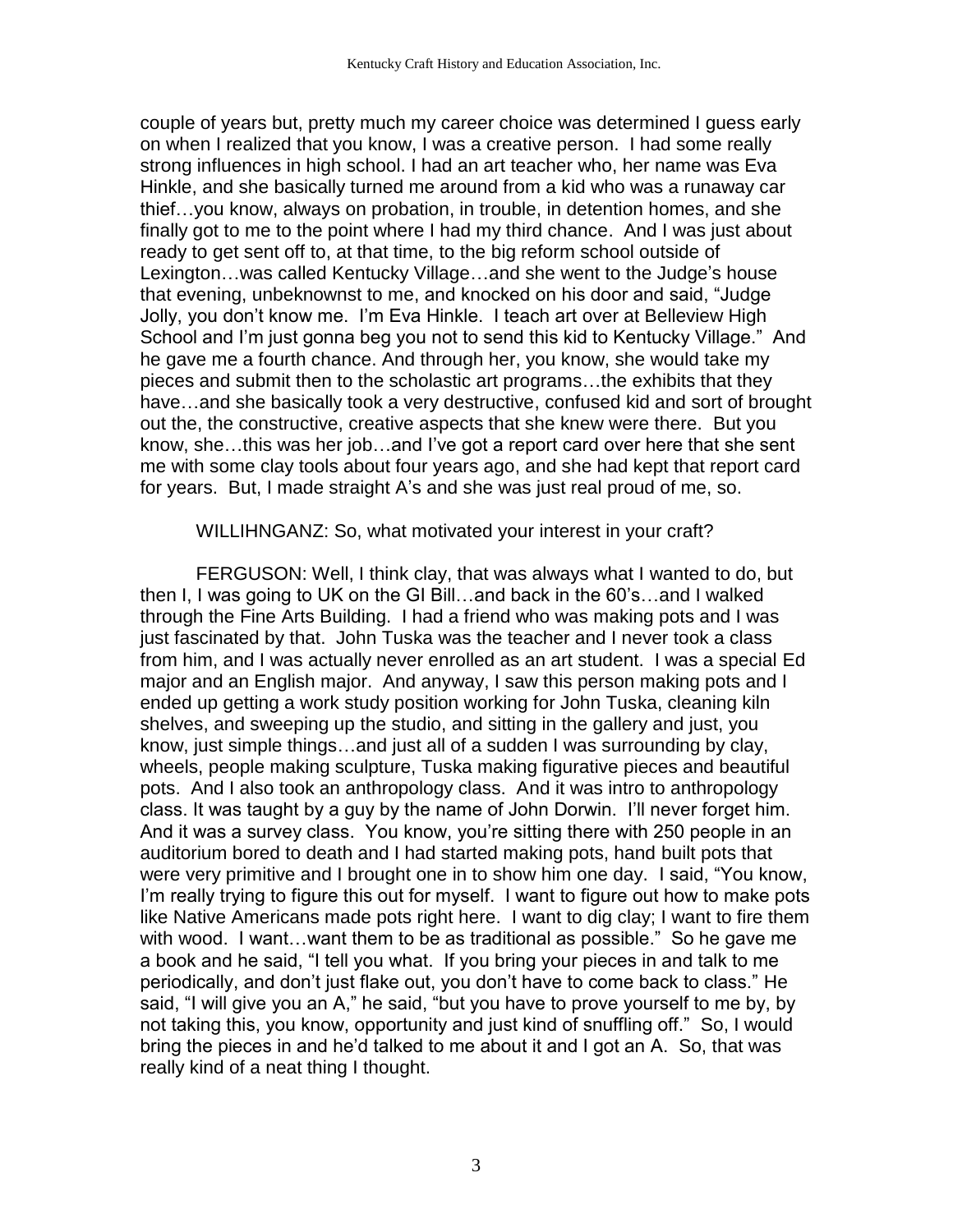couple of years but, pretty much my career choice was determined I guess early on when I realized that you know, I was a creative person. I had some really strong influences in high school. I had an art teacher who, her name was Eva Hinkle, and she basically turned me around from a kid who was a runaway car thief…you know, always on probation, in trouble, in detention homes, and she finally got to me to the point where I had my third chance. And I was just about ready to get sent off to, at that time, to the big reform school outside of Lexington…was called Kentucky Village…and she went to the Judge's house that evening, unbeknownst to me, and knocked on his door and said, "Judge Jolly, you don't know me. I'm Eva Hinkle. I teach art over at Belleview High School and I'm just gonna beg you not to send this kid to Kentucky Village." And he gave me a fourth chance. And through her, you know, she would take my pieces and submit then to the scholastic art programs…the exhibits that they have…and she basically took a very destructive, confused kid and sort of brought out the, the constructive, creative aspects that she knew were there. But you know, she…this was her job…and I've got a report card over here that she sent me with some clay tools about four years ago, and she had kept that report card for years. But, I made straight A's and she was just real proud of me, so.

WILLIHNGANZ: So, what motivated your interest in your craft?

FERGUSON: Well, I think clay, that was always what I wanted to do, but then I, I was going to UK on the GI Bill…and back in the 60's…and I walked through the Fine Arts Building. I had a friend who was making pots and I was just fascinated by that. John Tuska was the teacher and I never took a class from him, and I was actually never enrolled as an art student. I was a special Ed major and an English major. And anyway, I saw this person making pots and I ended up getting a work study position working for John Tuska, cleaning kiln shelves, and sweeping up the studio, and sitting in the gallery and just, you know, just simple things…and just all of a sudden I was surrounding by clay, wheels, people making sculpture, Tuska making figurative pieces and beautiful pots. And I also took an anthropology class. And it was intro to anthropology class. It was taught by a guy by the name of John Dorwin. I'll never forget him. And it was a survey class. You know, you're sitting there with 250 people in an auditorium bored to death and I had started making pots, hand built pots that were very primitive and I brought one in to show him one day. I said, "You know, I'm really trying to figure this out for myself. I want to figure out how to make pots like Native Americans made pots right here. I want to dig clay; I want to fire them with wood. I want…want them to be as traditional as possible." So he gave me a book and he said, "I tell you what. If you bring your pieces in and talk to me periodically, and don't just flake out, you don't have to come back to class." He said, "I will give you an A," he said, "but you have to prove yourself to me by, by not taking this, you know, opportunity and just kind of snuffling off." So, I would bring the pieces in and he'd talked to me about it and I got an A. So, that was really kind of a neat thing I thought.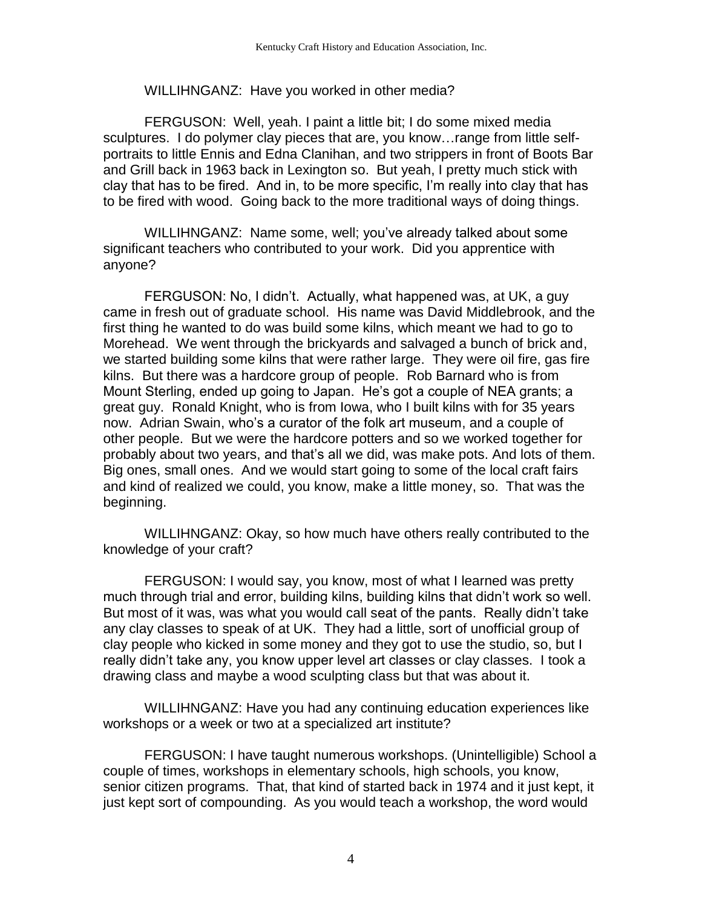WILLIHNGANZ: Have you worked in other media?

FERGUSON: Well, yeah. I paint a little bit; I do some mixed media sculptures. I do polymer clay pieces that are, you know…range from little self-portraits to little Ennis and Edna Clanihan, and two strippers in front of Boots Bar and Grill back in 1963 back in Lexington so. But yeah, I pretty much stick with clay that has to be fired. And in, to be more specific, I'm really into clay that has to be fired with wood. Going back to the more traditional ways of doing things.

WILLIHNGANZ: Name some, well; you've already talked about some significant teachers who contributed to your work. Did you apprentice with anyone?

FERGUSON: No, I didn't. Actually, what happened was, at UK, a guy came in fresh out of graduate school. His name was David Middlebrook, and the first thing he wanted to do was build some kilns, which meant we had to go to Morehead. We went through the brickyards and salvaged a bunch of brick and, we started building some kilns that were rather large. They were oil fire, gas fire kilns. But there was a hardcore group of people. Rob Barnard who is from Mount Sterling, ended up going to Japan. He's got a couple of NEA grants; a great guy. Ronald Knight, who is from Iowa, who I built kilns with for 35 years now. Adrian Swain, who's a curator of the folk art museum, and a couple of other people. But we were the hardcore potters and so we worked together for probably about two years, and that's all we did, was make pots. And lots of them. Big ones, small ones. And we would start going to some of the local craft fairs and kind of realized we could, you know, make a little money, so. That was the beginning.

WILLIHNGANZ: Okay, so how much have others really contributed to the knowledge of your craft?

FERGUSON: I would say, you know, most of what I learned was pretty much through trial and error, building kilns, building kilns that didn't work so well. But most of it was, was what you would call seat of the pants. Really didn't take any clay classes to speak of at UK. They had a little, sort of unofficial group of clay people who kicked in some money and they got to use the studio, so, but I really didn't take any, you know upper level art classes or clay classes. I took a drawing class and maybe a wood sculpting class but that was about it.

WILLIHNGANZ: Have you had any continuing education experiences like workshops or a week or two at a specialized art institute?

FERGUSON: I have taught numerous workshops. (Unintelligible) School a couple of times, workshops in elementary schools, high schools, you know, senior citizen programs. That, that kind of started back in 1974 and it just kept, it just kept sort of compounding. As you would teach a workshop, the word would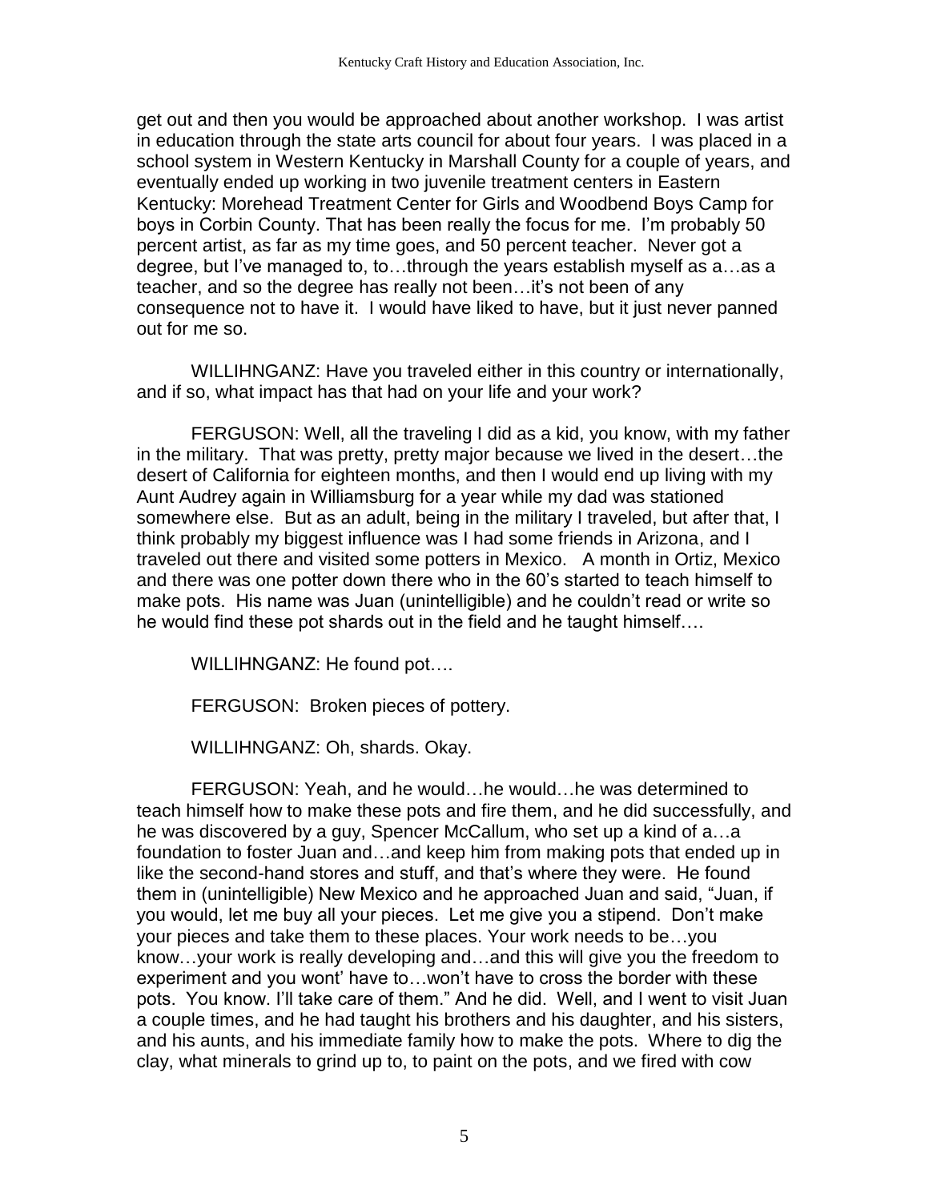get out and then you would be approached about another workshop. I was artist in education through the state arts council for about four years. I was placed in a school system in Western Kentucky in Marshall County for a couple of years, and eventually ended up working in two juvenile treatment centers in Eastern Kentucky: Morehead Treatment Center for Girls and Woodbend Boys Camp for boys in Corbin County. That has been really the focus for me. I'm probably 50 percent artist, as far as my time goes, and 50 percent teacher. Never got a degree, but I've managed to, to…through the years establish myself as a…as a teacher, and so the degree has really not been…it's not been of any consequence not to have it. I would have liked to have, but it just never panned out for me so.

WILLIHNGANZ: Have you traveled either in this country or internationally, and if so, what impact has that had on your life and your work?

FERGUSON: Well, all the traveling I did as a kid, you know, with my father in the military. That was pretty, pretty major because we lived in the desert…the desert of California for eighteen months, and then I would end up living with my Aunt Audrey again in Williamsburg for a year while my dad was stationed somewhere else. But as an adult, being in the military I traveled, but after that, I think probably my biggest influence was I had some friends in Arizona, and I traveled out there and visited some potters in Mexico. A month in Ortiz, Mexico and there was one potter down there who in the 60's started to teach himself to make pots. His name was Juan (unintelligible) and he couldn't read or write so he would find these pot shards out in the field and he taught himself….

WILLIHNGANZ: He found pot….

FERGUSON: Broken pieces of pottery.

WILLIHNGANZ: Oh, shards. Okay.

FERGUSON: Yeah, and he would…he would…he was determined to teach himself how to make these pots and fire them, and he did successfully, and he was discovered by a guy, Spencer McCallum, who set up a kind of a…a foundation to foster Juan and…and keep him from making pots that ended up in like the second-hand stores and stuff, and that's where they were. He found them in (unintelligible) New Mexico and he approached Juan and said, "Juan, if you would, let me buy all your pieces. Let me give you a stipend. Don't make your pieces and take them to these places. Your work needs to be…you know…your work is really developing and…and this will give you the freedom to experiment and you wont' have to…won't have to cross the border with these pots. You know. I'll take care of them." And he did. Well, and I went to visit Juan a couple times, and he had taught his brothers and his daughter, and his sisters, and his aunts, and his immediate family how to make the pots. Where to dig the clay, what minerals to grind up to, to paint on the pots, and we fired with cow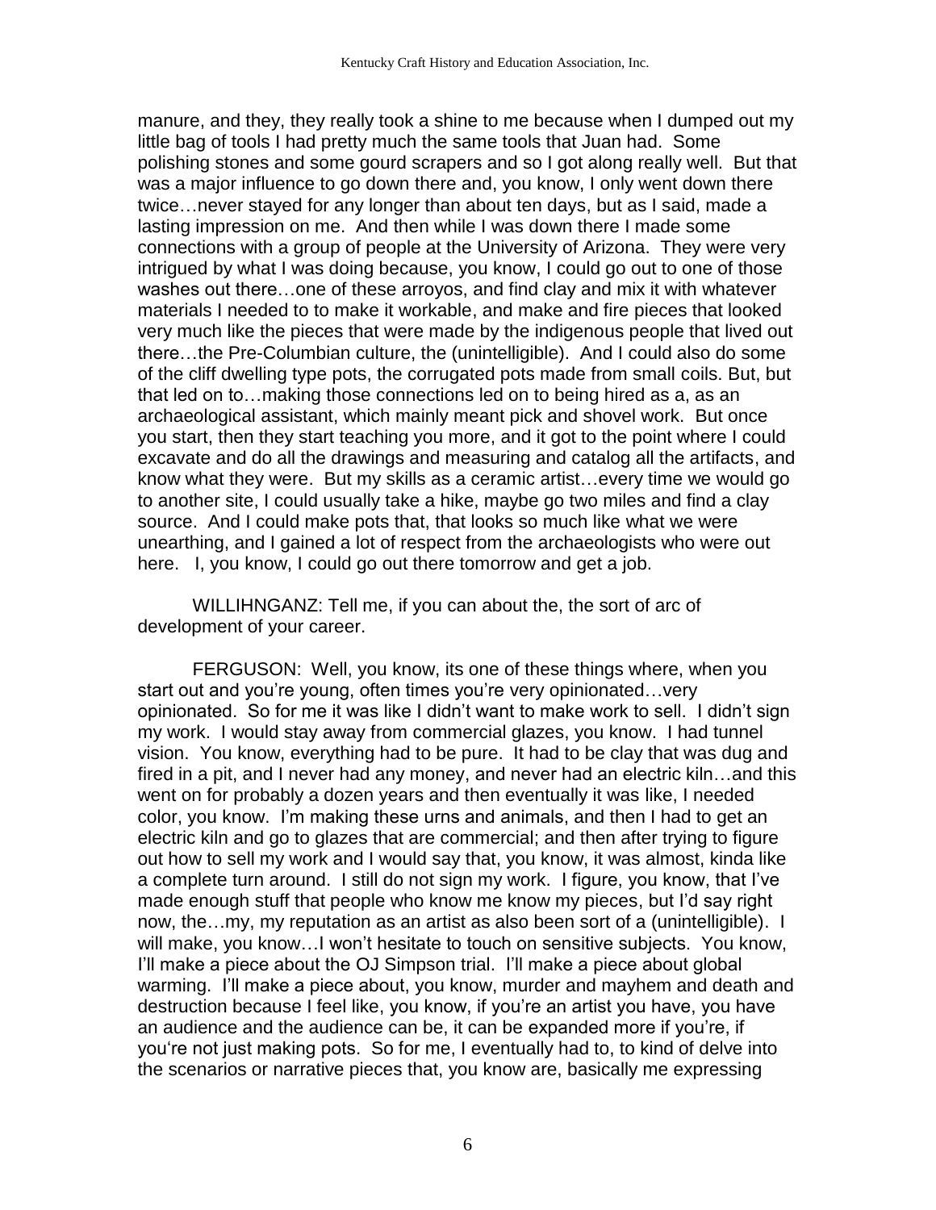manure, and they, they really took a shine to me because when I dumped out my little bag of tools I had pretty much the same tools that Juan had. Some polishing stones and some gourd scrapers and so I got along really well. But that was a major influence to go down there and, you know, I only went down there twice…never stayed for any longer than about ten days, but as I said, made a lasting impression on me. And then while I was down there I made some connections with a group of people at the University of Arizona. They were very intrigued by what I was doing because, you know, I could go out to one of those washes out there…one of these arroyos, and find clay and mix it with whatever materials I needed to to make it workable, and make and fire pieces that looked very much like the pieces that were made by the indigenous people that lived out there…the Pre-Columbian culture, the (unintelligible). And I could also do some of the cliff dwelling type pots, the corrugated pots made from small coils. But, but that led on to…making those connections led on to being hired as a, as an archaeological assistant, which mainly meant pick and shovel work. But once you start, then they start teaching you more, and it got to the point where I could excavate and do all the drawings and measuring and catalog all the artifacts, and know what they were. But my skills as a ceramic artist…every time we would go to another site, I could usually take a hike, maybe go two miles and find a clay source. And I could make pots that, that looks so much like what we were unearthing, and I gained a lot of respect from the archaeologists who were out here. I, you know, I could go out there tomorrow and get a job.

WILLIHNGANZ: Tell me, if you can about the, the sort of arc of development of your career.

FERGUSON: Well, you know, its one of these things where, when you start out and you're young, often times you're very opinionated…very opinionated. So for me it was like I didn't want to make work to sell. I didn't sign my work. I would stay away from commercial glazes, you know. I had tunnel vision. You know, everything had to be pure. It had to be clay that was dug and fired in a pit, and I never had any money, and never had an electric kiln…and this went on for probably a dozen years and then eventually it was like, I needed color, you know. I'm making these urns and animals, and then I had to get an electric kiln and go to glazes that are commercial; and then after trying to figure out how to sell my work and I would say that, you know, it was almost, kinda like a complete turn around. I still do not sign my work. I figure, you know, that I've made enough stuff that people who know me know my pieces, but I'd say right now, the…my, my reputation as an artist as also been sort of a (unintelligible). I will make, you know…I won't hesitate to touch on sensitive subjects. You know, I'll make a piece about the OJ Simpson trial. I'll make a piece about global warming. I'll make a piece about, you know, murder and mayhem and death and destruction because I feel like, you know, if you're an artist you have, you have an audience and the audience can be, it can be expanded more if you're, if you're not just making pots. So for me, I eventually had to, to kind of delve into the scenarios or narrative pieces that, you know are, basically me expressing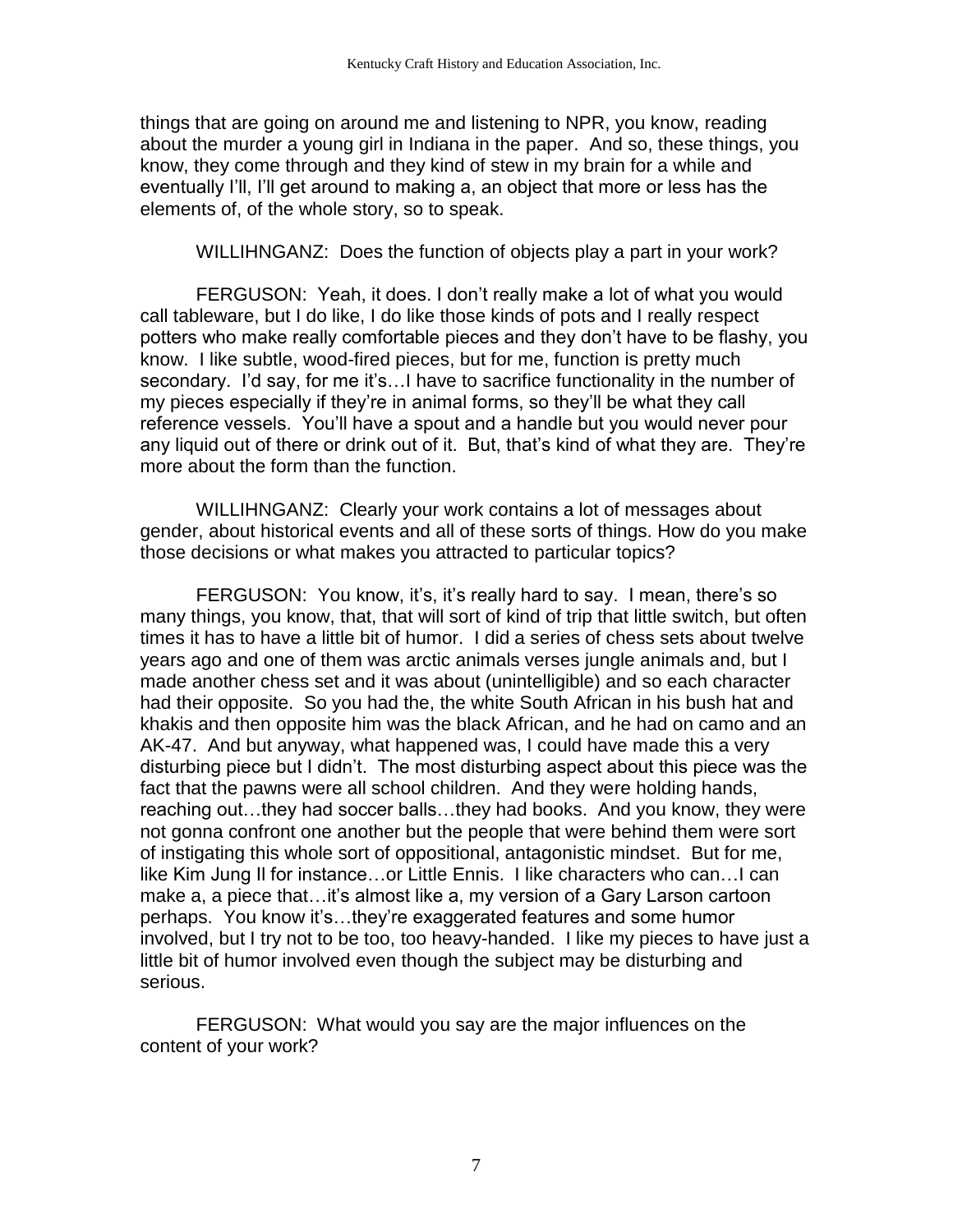things that are going on around me and listening to NPR, you know, reading about the murder a young girl in Indiana in the paper. And so, these things, you know, they come through and they kind of stew in my brain for a while and eventually I'll, I'll get around to making a, an object that more or less has the elements of, of the whole story, so to speak.

WILLIHNGANZ: Does the function of objects play a part in your work?

FERGUSON: Yeah, it does. I don't really make a lot of what you would call tableware, but I do like, I do like those kinds of pots and I really respect potters who make really comfortable pieces and they don't have to be flashy, you know. I like subtle, wood-fired pieces, but for me, function is pretty much secondary. I'd say, for me it's…I have to sacrifice functionality in the number of my pieces especially if they're in animal forms, so they'll be what they call reference vessels. You'll have a spout and a handle but you would never pour any liquid out of there or drink out of it. But, that's kind of what they are. They're more about the form than the function.

WILLIHNGANZ: Clearly your work contains a lot of messages about gender, about historical events and all of these sorts of things. How do you make those decisions or what makes you attracted to particular topics?

FERGUSON: You know, it's, it's really hard to say. I mean, there's so many things, you know, that, that will sort of kind of trip that little switch, but often times it has to have a little bit of humor. I did a series of chess sets about twelve years ago and one of them was arctic animals verses jungle animals and, but I made another chess set and it was about (unintelligible) and so each character had their opposite. So you had the, the white South African in his bush hat and khakis and then opposite him was the black African, and he had on camo and an AK-47. And but anyway, what happened was, I could have made this a very disturbing piece but I didn't. The most disturbing aspect about this piece was the fact that the pawns were all school children. And they were holding hands, reaching out…they had soccer balls…they had books. And you know, they were not gonna confront one another but the people that were behind them were sort of instigating this whole sort of oppositional, antagonistic mindset. But for me, like Kim Jung Il for instance…or Little Ennis. I like characters who can…I can make a, a piece that…it's almost like a, my version of a Gary Larson cartoon perhaps. You know it's…they're exaggerated features and some humor involved, but I try not to be too, too heavy-handed. I like my pieces to have just a little bit of humor involved even though the subject may be disturbing and serious.

FERGUSON: What would you say are the major influences on the content of your work?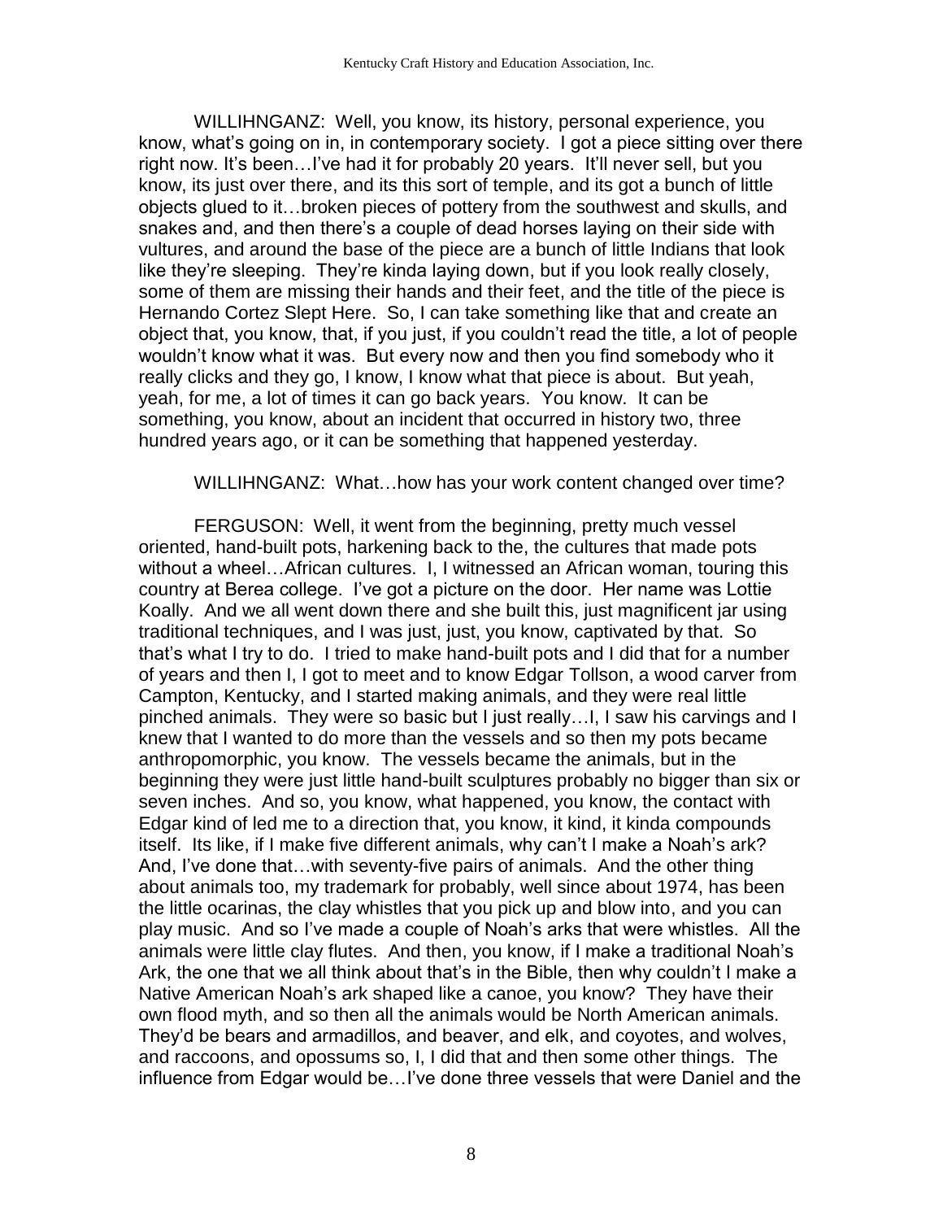WILLIHNGANZ: Well, you know, its history, personal experience, you know, what's going on in, in contemporary society. I got a piece sitting over there right now. It's been…I've had it for probably 20 years. It'll never sell, but you know, its just over there, and its this sort of temple, and its got a bunch of little objects glued to it…broken pieces of pottery from the southwest and skulls, and snakes and, and then there's a couple of dead horses laying on their side with vultures, and around the base of the piece are a bunch of little Indians that look like they're sleeping. They're kinda laying down, but if you look really closely, some of them are missing their hands and their feet, and the title of the piece is Hernando Cortez Slept Here. So, I can take something like that and create an object that, you know, that, if you just, if you couldn't read the title, a lot of people wouldn't know what it was. But every now and then you find somebody who it really clicks and they go, I know, I know what that piece is about. But yeah, yeah, for me, a lot of times it can go back years. You know. It can be something, you know, about an incident that occurred in history two, three hundred years ago, or it can be something that happened yesterday.

WILLIHNGANZ: What…how has your work content changed over time?

FERGUSON: Well, it went from the beginning, pretty much vessel oriented, hand-built pots, harkening back to the, the cultures that made pots without a wheel…African cultures. I, I witnessed an African woman, touring this country at Berea college. I've got a picture on the door. Her name was Lottie Koally. And we all went down there and she built this, just magnificent jar using traditional techniques, and I was just, just, you know, captivated by that. So that's what I try to do. I tried to make hand-built pots and I did that for a number of years and then I, I got to meet and to know Edgar Tollson, a wood carver from Campton, Kentucky, and I started making animals, and they were real little pinched animals. They were so basic but I just really…I, I saw his carvings and I knew that I wanted to do more than the vessels and so then my pots became anthropomorphic, you know. The vessels became the animals, but in the beginning they were just little hand-built sculptures probably no bigger than six or seven inches. And so, you know, what happened, you know, the contact with Edgar kind of led me to a direction that, you know, it kind, it kinda compounds itself. Its like, if I make five different animals, why can't I make a Noah's ark? And, I've done that…with seventy-five pairs of animals. And the other thing about animals too, my trademark for probably, well since about 1974, has been the little ocarinas, the clay whistles that you pick up and blow into, and you can play music. And so I've made a couple of Noah's arks that were whistles. All the animals were little clay flutes. And then, you know, if I make a traditional Noah's Ark, the one that we all think about that's in the Bible, then why couldn't I make a Native American Noah's ark shaped like a canoe, you know? They have their own flood myth, and so then all the animals would be North American animals. They'd be bears and armadillos, and beaver, and elk, and coyotes, and wolves, and raccoons, and opossums so, I, I did that and then some other things. The influence from Edgar would be…I've done three vessels that were Daniel and the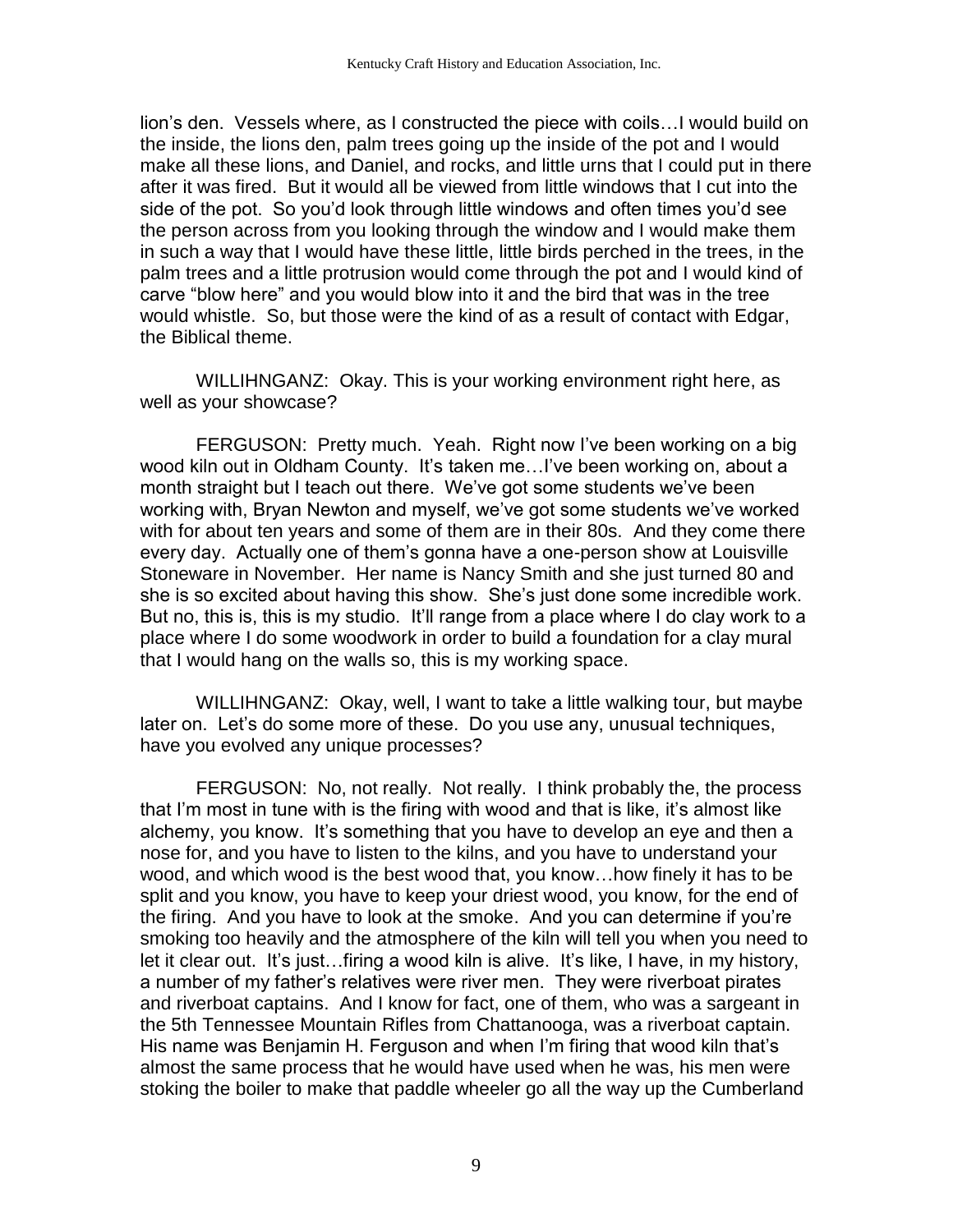lion's den. Vessels where, as I constructed the piece with coils…I would build on the inside, the lions den, palm trees going up the inside of the pot and I would make all these lions, and Daniel, and rocks, and little urns that I could put in there after it was fired. But it would all be viewed from little windows that I cut into the side of the pot. So you'd look through little windows and often times you'd see the person across from you looking through the window and I would make them in such a way that I would have these little, little birds perched in the trees, in the palm trees and a little protrusion would come through the pot and I would kind of carve "blow here" and you would blow into it and the bird that was in the tree would whistle. So, but those were the kind of as a result of contact with Edgar, the Biblical theme.

WILLIHNGANZ: Okay. This is your working environment right here, as well as your showcase?

FERGUSON: Pretty much. Yeah. Right now I've been working on a big wood kiln out in Oldham County. It's taken me…I've been working on, about a month straight but I teach out there. We've got some students we've been working with, Bryan Newton and myself, we've got some students we've worked with for about ten years and some of them are in their 80s. And they come there every day. Actually one of them's gonna have a one-person show at Louisville Stoneware in November. Her name is Nancy Smith and she just turned 80 and she is so excited about having this show. She's just done some incredible work. But no, this is, this is my studio. It'll range from a place where I do clay work to a place where I do some woodwork in order to build a foundation for a clay mural that I would hang on the walls so, this is my working space.

WILLIHNGANZ: Okay, well, I want to take a little walking tour, but maybe later on. Let's do some more of these. Do you use any, unusual techniques, have you evolved any unique processes?

FERGUSON: No, not really. Not really. I think probably the, the process that I'm most in tune with is the firing with wood and that is like, it's almost like alchemy, you know. It's something that you have to develop an eye and then a nose for, and you have to listen to the kilns, and you have to understand your wood, and which wood is the best wood that, you know…how finely it has to be split and you know, you have to keep your driest wood, you know, for the end of the firing. And you have to look at the smoke. And you can determine if you're smoking too heavily and the atmosphere of the kiln will tell you when you need to let it clear out. It's just…firing a wood kiln is alive. It's like, I have, in my history, a number of my father's relatives were river men. They were riverboat pirates and riverboat captains. And I know for fact, one of them, who was a sargeant in the 5th Tennessee Mountain Rifles from Chattanooga, was a riverboat captain. His name was Benjamin H. Ferguson and when I'm firing that wood kiln that's almost the same process that he would have used when he was, his men were stoking the boiler to make that paddle wheeler go all the way up the Cumberland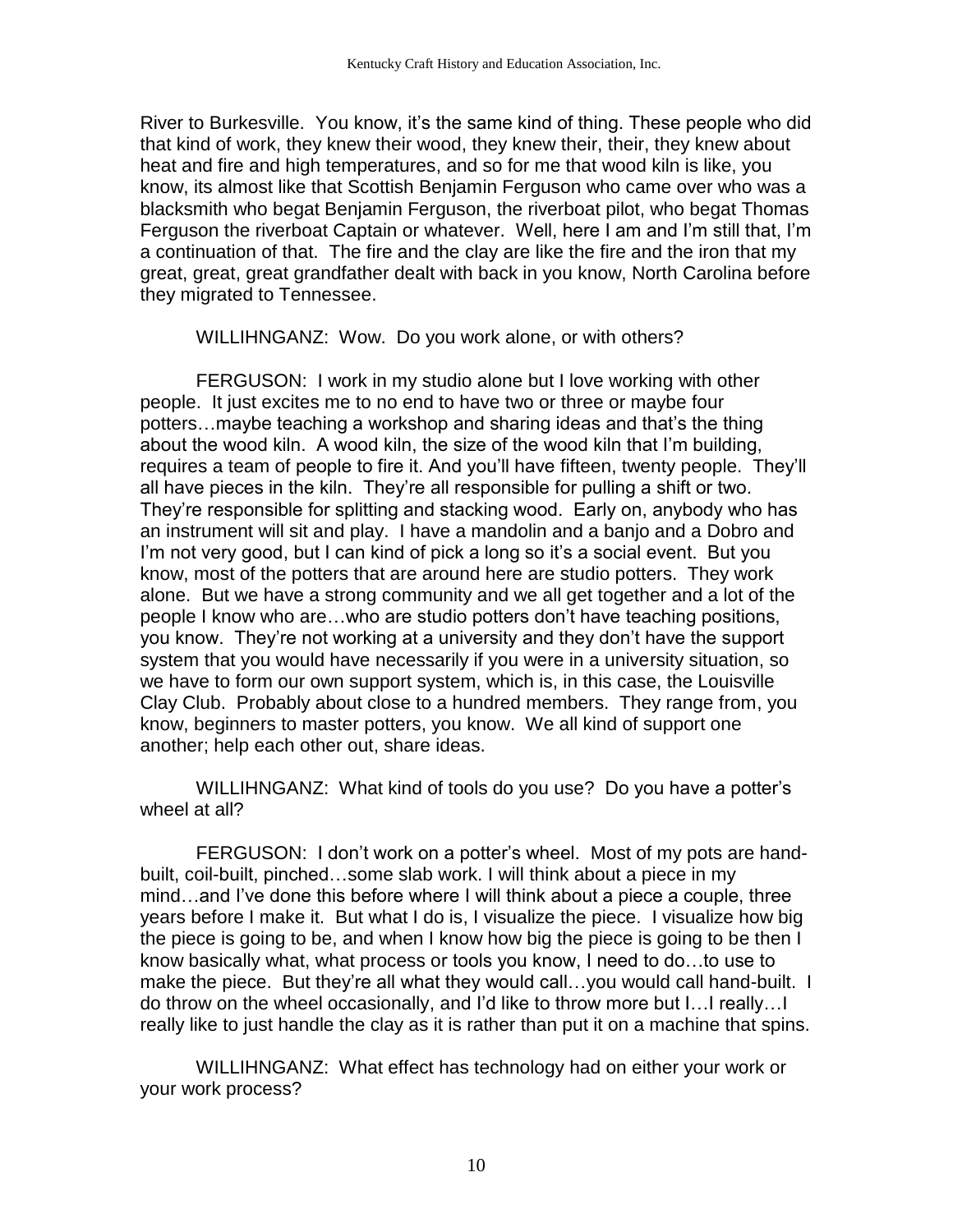River to Burkesville. You know, it's the same kind of thing. These people who did that kind of work, they knew their wood, they knew their, their, they knew about heat and fire and high temperatures, and so for me that wood kiln is like, you know, its almost like that Scottish Benjamin Ferguson who came over who was a blacksmith who begat Benjamin Ferguson, the riverboat pilot, who begat Thomas Ferguson the riverboat Captain or whatever. Well, here I am and I'm still that, I'm a continuation of that. The fire and the clay are like the fire and the iron that my great, great, great grandfather dealt with back in you know, North Carolina before they migrated to Tennessee.

WILLIHNGANZ: Wow. Do you work alone, or with others?

FERGUSON: I work in my studio alone but I love working with other people. It just excites me to no end to have two or three or maybe four potters…maybe teaching a workshop and sharing ideas and that's the thing about the wood kiln. A wood kiln, the size of the wood kiln that I'm building, requires a team of people to fire it. And you'll have fifteen, twenty people. They'll all have pieces in the kiln. They're all responsible for pulling a shift or two. They're responsible for splitting and stacking wood. Early on, anybody who has an instrument will sit and play. I have a mandolin and a banjo and a Dobro and I'm not very good, but I can kind of pick a long so it's a social event. But you know, most of the potters that are around here are studio potters. They work alone. But we have a strong community and we all get together and a lot of the people I know who are…who are studio potters don't have teaching positions, you know. They're not working at a university and they don't have the support system that you would have necessarily if you were in a university situation, so we have to form our own support system, which is, in this case, the Louisville Clay Club. Probably about close to a hundred members. They range from, you know, beginners to master potters, you know. We all kind of support one another; help each other out, share ideas.

WILLIHNGANZ: What kind of tools do you use? Do you have a potter's wheel at all?

FERGUSON: I don't work on a potter's wheel. Most of my pots are hand-built, coil-built, pinched…some slab work. I will think about a piece in my mind…and I've done this before where I will think about a piece a couple, three years before I make it. But what I do is, I visualize the piece. I visualize how big the piece is going to be, and when I know how big the piece is going to be then I know basically what, what process or tools you know, I need to do…to use to make the piece. But they're all what they would call…you would call hand-built. I do throw on the wheel occasionally, and I'd like to throw more but I…I really…I really like to just handle the clay as it is rather than put it on a machine that spins.

WILLIHNGANZ: What effect has technology had on either your work or your work process?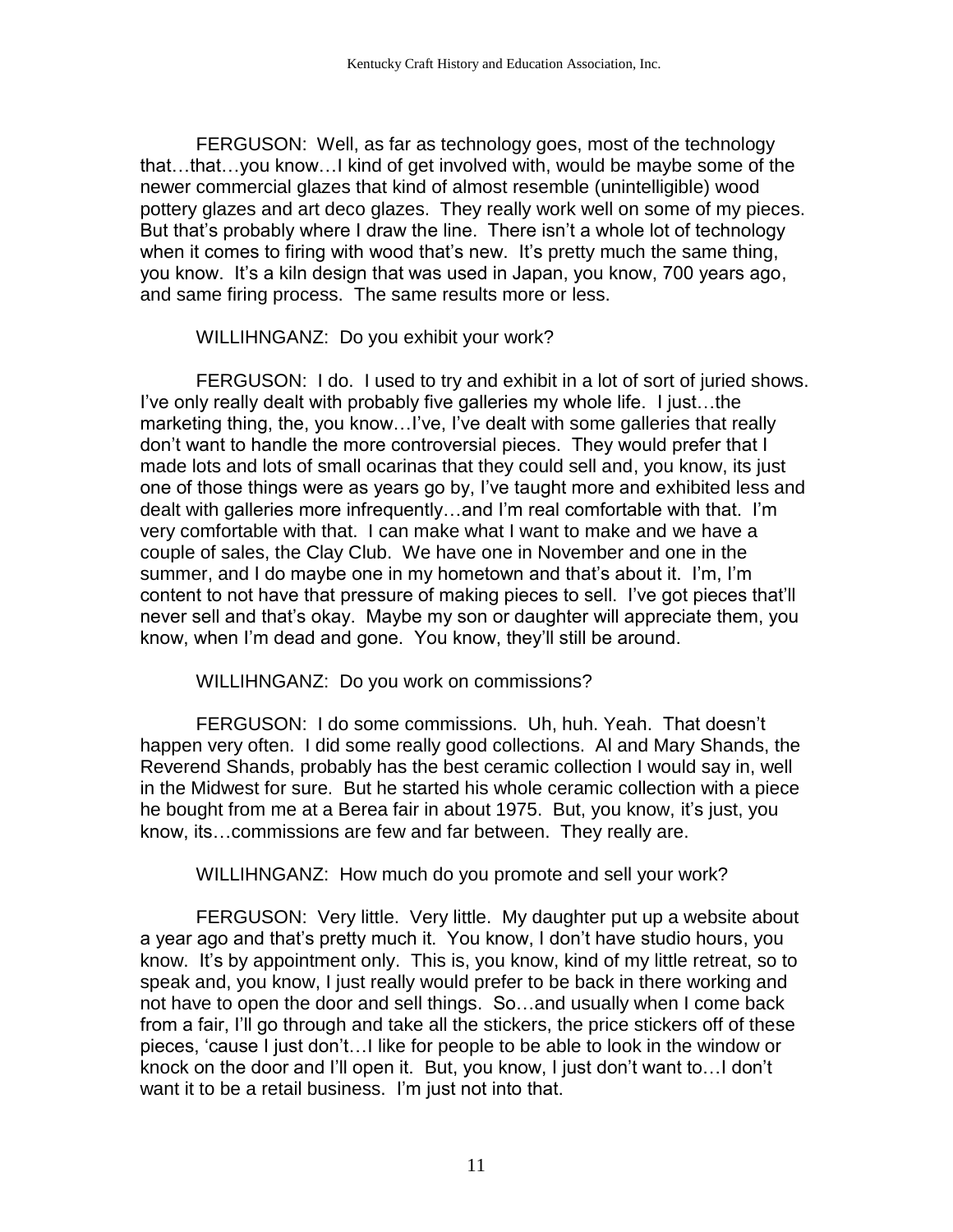FERGUSON: Well, as far as technology goes, most of the technology that…that…you know…I kind of get involved with, would be maybe some of the newer commercial glazes that kind of almost resemble (unintelligible) wood pottery glazes and art deco glazes. They really work well on some of my pieces. But that's probably where I draw the line. There isn't a whole lot of technology when it comes to firing with wood that's new. It's pretty much the same thing, you know. It's a kiln design that was used in Japan, you know, 700 years ago, and same firing process. The same results more or less.

WILLIHNGANZ: Do you exhibit your work?

FERGUSON: I do. I used to try and exhibit in a lot of sort of juried shows. I've only really dealt with probably five galleries my whole life. I just…the marketing thing, the, you know…I've, I've dealt with some galleries that really don't want to handle the more controversial pieces. They would prefer that I made lots and lots of small ocarinas that they could sell and, you know, its just one of those things were as years go by, I've taught more and exhibited less and dealt with galleries more infrequently…and I'm real comfortable with that. I'm very comfortable with that. I can make what I want to make and we have a couple of sales, the Clay Club. We have one in November and one in the summer, and I do maybe one in my hometown and that's about it. I'm, I'm content to not have that pressure of making pieces to sell. I've got pieces that'll never sell and that's okay. Maybe my son or daughter will appreciate them, you know, when I'm dead and gone. You know, they'll still be around.

WILLIHNGANZ: Do you work on commissions?

FERGUSON: I do some commissions. Uh, huh. Yeah. That doesn't happen very often. I did some really good collections. Al and Mary Shands, the Reverend Shands, probably has the best ceramic collection I would say in, well in the Midwest for sure. But he started his whole ceramic collection with a piece he bought from me at a Berea fair in about 1975. But, you know, it's just, you know, its…commissions are few and far between. They really are.

WILLIHNGANZ: How much do you promote and sell your work?

FERGUSON: Very little. Very little. My daughter put up a website about a year ago and that's pretty much it. You know, I don't have studio hours, you know. It's by appointment only. This is, you know, kind of my little retreat, so to speak and, you know, I just really would prefer to be back in there working and not have to open the door and sell things. So…and usually when I come back from a fair, I'll go through and take all the stickers, the price stickers off of these pieces, 'cause I just don't…I like for people to be able to look in the window or knock on the door and I'll open it. But, you know, I just don't want to…I don't want it to be a retail business. I'm just not into that.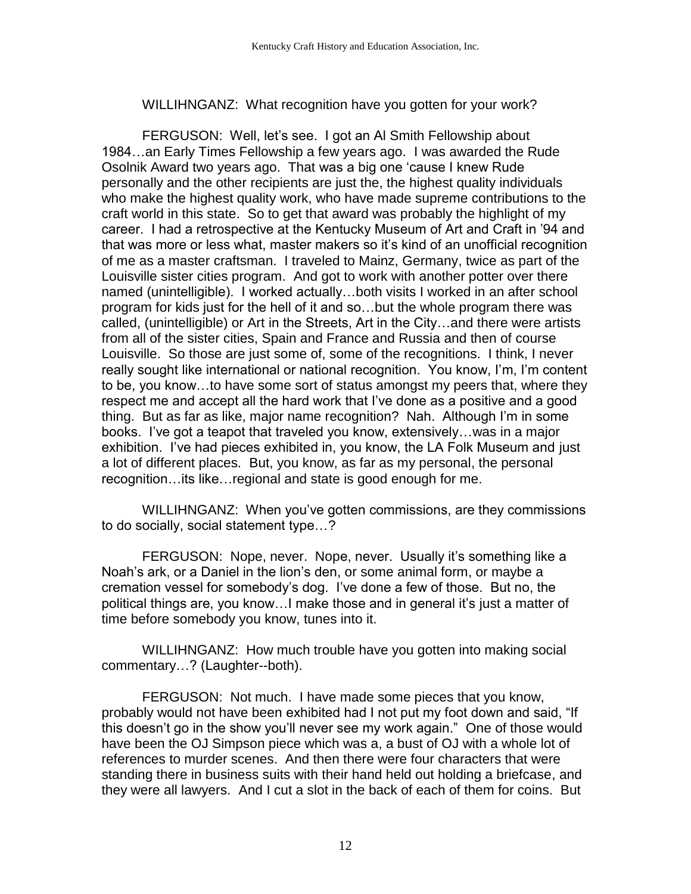WILLIHNGANZ: What recognition have you gotten for your work?

FERGUSON: Well, let's see. I got an Al Smith Fellowship about 1984…an Early Times Fellowship a few years ago. I was awarded the Rude Osolnik Award two years ago. That was a big one 'cause I knew Rude personally and the other recipients are just the, the highest quality individuals who make the highest quality work, who have made supreme contributions to the craft world in this state. So to get that award was probably the highlight of my career. I had a retrospective at the Kentucky Museum of Art and Craft in '94 and that was more or less what, master makers so it's kind of an unofficial recognition of me as a master craftsman. I traveled to Mainz, Germany, twice as part of the Louisville sister cities program. And got to work with another potter over there named (unintelligible). I worked actually…both visits I worked in an after school program for kids just for the hell of it and so…but the whole program there was called, (unintelligible) or Art in the Streets, Art in the City…and there were artists from all of the sister cities, Spain and France and Russia and then of course Louisville. So those are just some of, some of the recognitions. I think, I never really sought like international or national recognition. You know, I'm, I'm content to be, you know…to have some sort of status amongst my peers that, where they respect me and accept all the hard work that I've done as a positive and a good thing. But as far as like, major name recognition? Nah. Although I'm in some books. I've got a teapot that traveled you know, extensively…was in a major exhibition. I've had pieces exhibited in, you know, the LA Folk Museum and just a lot of different places. But, you know, as far as my personal, the personal recognition…its like…regional and state is good enough for me.

WILLIHNGANZ: When you've gotten commissions, are they commissions to do socially, social statement type…?

FERGUSON: Nope, never. Nope, never. Usually it's something like a Noah's ark, or a Daniel in the lion's den, or some animal form, or maybe a cremation vessel for somebody's dog. I've done a few of those. But no, the political things are, you know…I make those and in general it's just a matter of time before somebody you know, tunes into it.

WILLIHNGANZ: How much trouble have you gotten into making social commentary…? (Laughter--both).

FERGUSON: Not much. I have made some pieces that you know, probably would not have been exhibited had I not put my foot down and said, "If this doesn't go in the show you'll never see my work again." One of those would have been the OJ Simpson piece which was a, a bust of OJ with a whole lot of references to murder scenes. And then there were four characters that were standing there in business suits with their hand held out holding a briefcase, and they were all lawyers. And I cut a slot in the back of each of them for coins. But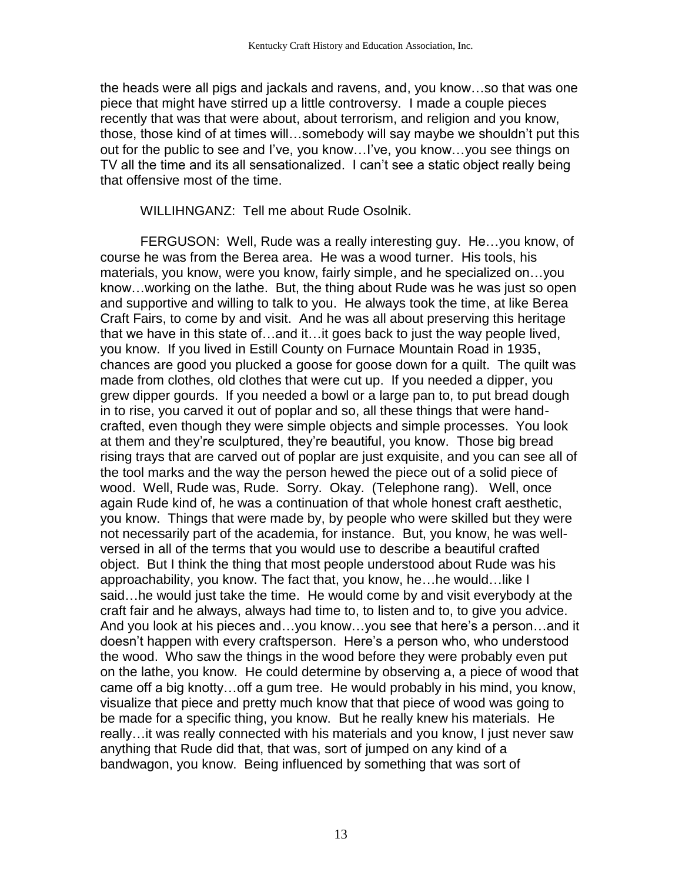the heads were all pigs and jackals and ravens, and, you know…so that was one piece that might have stirred up a little controversy. I made a couple pieces recently that was that were about, about terrorism, and religion and you know, those, those kind of at times will…somebody will say maybe we shouldn't put this out for the public to see and I've, you know…I've, you know…you see things on TV all the time and its all sensationalized. I can't see a static object really being that offensive most of the time.

WILLIHNGANZ: Tell me about Rude Osolnik.

FERGUSON: Well, Rude was a really interesting guy. He…you know, of course he was from the Berea area. He was a wood turner. His tools, his materials, you know, were you know, fairly simple, and he specialized on…you know…working on the lathe. But, the thing about Rude was he was just so open and supportive and willing to talk to you. He always took the time, at like Berea Craft Fairs, to come by and visit. And he was all about preserving this heritage that we have in this state of…and it…it goes back to just the way people lived, you know. If you lived in Estill County on Furnace Mountain Road in 1935, chances are good you plucked a goose for goose down for a quilt. The quilt was made from clothes, old clothes that were cut up. If you needed a dipper, you grew dipper gourds. If you needed a bowl or a large pan to, to put bread dough in to rise, you carved it out of poplar and so, all these things that were hand-crafted, even though they were simple objects and simple processes. You look at them and they're sculptured, they're beautiful, you know. Those big bread rising trays that are carved out of poplar are just exquisite, and you can see all of the tool marks and the way the person hewed the piece out of a solid piece of wood. Well, Rude was, Rude. Sorry. Okay. (Telephone rang). Well, once again Rude kind of, he was a continuation of that whole honest craft aesthetic, you know. Things that were made by, by people who were skilled but they were not necessarily part of the academia, for instance. But, you know, he was well-versed in all of the terms that you would use to describe a beautiful crafted object. But I think the thing that most people understood about Rude was his approachability, you know. The fact that, you know, he…he would…like I said…he would just take the time. He would come by and visit everybody at the craft fair and he always, always had time to, to listen and to, to give you advice. And you look at his pieces and…you know…you see that here's a person…and it doesn't happen with every craftsperson. Here's a person who, who understood the wood. Who saw the things in the wood before they were probably even put on the lathe, you know. He could determine by observing a, a piece of wood that came off a big knotty…off a gum tree. He would probably in his mind, you know, visualize that piece and pretty much know that that piece of wood was going to be made for a specific thing, you know. But he really knew his materials. He really…it was really connected with his materials and you know, I just never saw anything that Rude did that, that was, sort of jumped on any kind of a bandwagon, you know. Being influenced by something that was sort of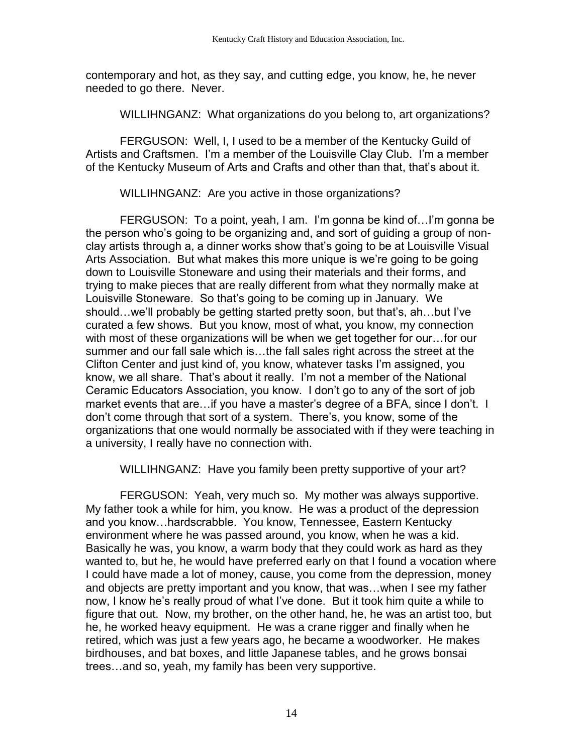contemporary and hot, as they say, and cutting edge, you know, he, he never needed to go there. Never.

WILLIHNGANZ: What organizations do you belong to, art organizations?

FERGUSON: Well, I, I used to be a member of the Kentucky Guild of Artists and Craftsmen. I'm a member of the Louisville Clay Club. I'm a member of the Kentucky Museum of Arts and Crafts and other than that, that's about it.

WILLIHNGANZ: Are you active in those organizations?

FERGUSON: To a point, yeah, I am. I'm gonna be kind of…I'm gonna be the person who's going to be organizing and, and sort of guiding a group of non-clay artists through a, a dinner works show that's going to be at Louisville Visual Arts Association. But what makes this more unique is we're going to be going down to Louisville Stoneware and using their materials and their forms, and trying to make pieces that are really different from what they normally make at Louisville Stoneware. So that's going to be coming up in January. We should…we'll probably be getting started pretty soon, but that's, ah…but I've curated a few shows. But you know, most of what, you know, my connection with most of these organizations will be when we get together for our…for our summer and our fall sale which is…the fall sales right across the street at the Clifton Center and just kind of, you know, whatever tasks I'm assigned, you know, we all share. That's about it really. I'm not a member of the National Ceramic Educators Association, you know. I don't go to any of the sort of job market events that are…if you have a master's degree of a BFA, since I don't. I don't come through that sort of a system. There's, you know, some of the organizations that one would normally be associated with if they were teaching in a university, I really have no connection with.

WILLIHNGANZ: Have you family been pretty supportive of your art?

FERGUSON: Yeah, very much so. My mother was always supportive. My father took a while for him, you know. He was a product of the depression and you know…hardscrabble. You know, Tennessee, Eastern Kentucky environment where he was passed around, you know, when he was a kid. Basically he was, you know, a warm body that they could work as hard as they wanted to, but he, he would have preferred early on that I found a vocation where I could have made a lot of money, cause, you come from the depression, money and objects are pretty important and you know, that was…when I see my father now, I know he's really proud of what I've done. But it took him quite a while to figure that out. Now, my brother, on the other hand, he, he was an artist too, but he, he worked heavy equipment. He was a crane rigger and finally when he retired, which was just a few years ago, he became a woodworker. He makes birdhouses, and bat boxes, and little Japanese tables, and he grows bonsai trees…and so, yeah, my family has been very supportive.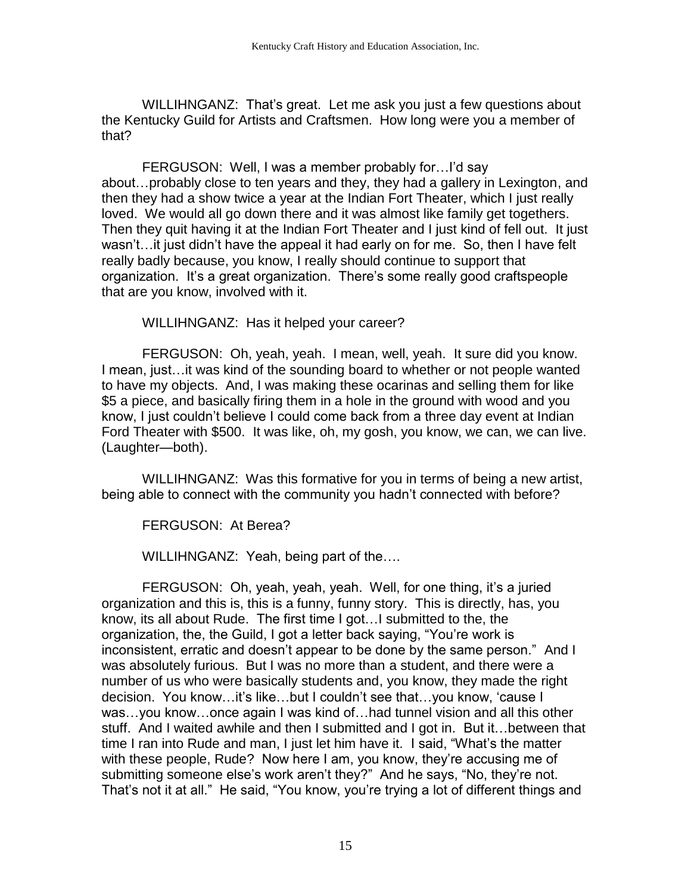WILLIHNGANZ: That's great. Let me ask you just a few questions about the Kentucky Guild for Artists and Craftsmen. How long were you a member of that?

FERGUSON: Well, I was a member probably for…I'd say about…probably close to ten years and they, they had a gallery in Lexington, and then they had a show twice a year at the Indian Fort Theater, which I just really loved. We would all go down there and it was almost like family get togethers. Then they quit having it at the Indian Fort Theater and I just kind of fell out. It just wasn't…it just didn't have the appeal it had early on for me. So, then I have felt really badly because, you know, I really should continue to support that organization. It's a great organization. There's some really good craftspeople that are you know, involved with it.

WILLIHNGANZ: Has it helped your career?

FERGUSON: Oh, yeah, yeah. I mean, well, yeah. It sure did you know. I mean, just…it was kind of the sounding board to whether or not people wanted to have my objects. And, I was making these ocarinas and selling them for like $5 a piece, and basically firing them in a hole in the ground with wood and you know, I just couldn't believe I could come back from a three day event at Indian Ford Theater with $500. It was like, oh, my gosh, you know, we can, we can live. (Laughter—both).

WILLIHNGANZ: Was this formative for you in terms of being a new artist, being able to connect with the community you hadn't connected with before?

FERGUSON: At Berea?

WILLIHNGANZ: Yeah, being part of the….

FERGUSON: Oh, yeah, yeah, yeah. Well, for one thing, it's a juried organization and this is, this is a funny, funny story. This is directly, has, you know, its all about Rude. The first time I got…I submitted to the, the organization, the, the Guild, I got a letter back saying, "You're work is inconsistent, erratic and doesn't appear to be done by the same person." And I was absolutely furious. But I was no more than a student, and there were a number of us who were basically students and, you know, they made the right decision. You know…it's like…but I couldn't see that…you know, 'cause I was…you know…once again I was kind of…had tunnel vision and all this other stuff. And I waited awhile and then I submitted and I got in. But it…between that time I ran into Rude and man, I just let him have it. I said, "What's the matter with these people, Rude? Now here I am, you know, they're accusing me of submitting someone else's work aren't they?" And he says, "No, they're not. That's not it at all." He said, "You know, you're trying a lot of different things and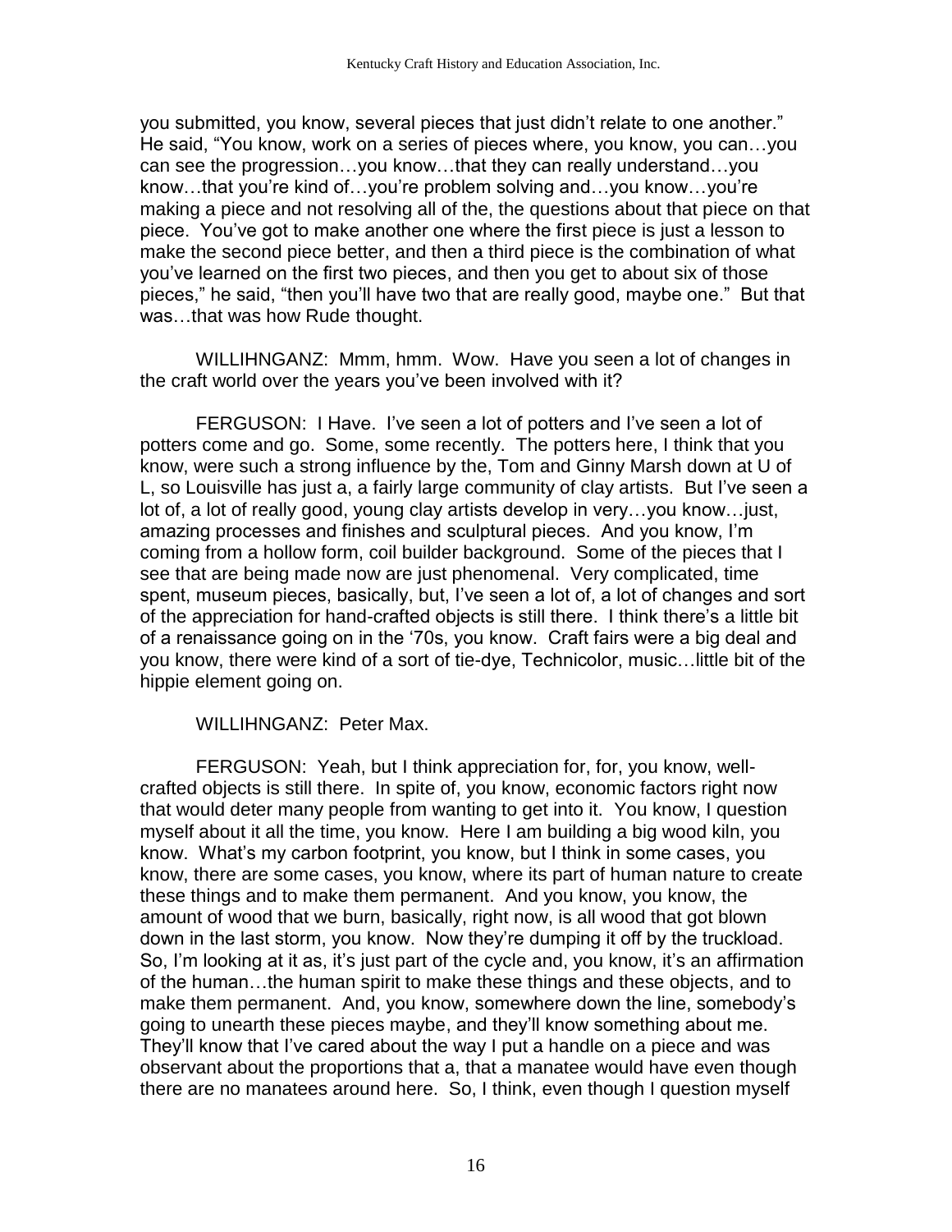you submitted, you know, several pieces that just didn't relate to one another." He said, "You know, work on a series of pieces where, you know, you can…you can see the progression…you know…that they can really understand…you know…that you're kind of…you're problem solving and…you know…you're making a piece and not resolving all of the, the questions about that piece on that piece. You've got to make another one where the first piece is just a lesson to make the second piece better, and then a third piece is the combination of what you've learned on the first two pieces, and then you get to about six of those pieces," he said, "then you'll have two that are really good, maybe one." But that was…that was how Rude thought.

WILLIHNGANZ: Mmm, hmm. Wow. Have you seen a lot of changes in the craft world over the years you've been involved with it?

FERGUSON: I Have. I've seen a lot of potters and I've seen a lot of potters come and go. Some, some recently. The potters here, I think that you know, were such a strong influence by the, Tom and Ginny Marsh down at U of L, so Louisville has just a, a fairly large community of clay artists. But I've seen a lot of, a lot of really good, young clay artists develop in very…you know…just, amazing processes and finishes and sculptural pieces. And you know, I'm coming from a hollow form, coil builder background. Some of the pieces that I see that are being made now are just phenomenal. Very complicated, time spent, museum pieces, basically, but, I've seen a lot of, a lot of changes and sort of the appreciation for hand-crafted objects is still there. I think there's a little bit of a renaissance going on in the '70s, you know. Craft fairs were a big deal and you know, there were kind of a sort of tie-dye, Technicolor, music…little bit of the hippie element going on.

WILLIHNGANZ: Peter Max.

FERGUSON: Yeah, but I think appreciation for, for, you know, well-crafted objects is still there. In spite of, you know, economic factors right now that would deter many people from wanting to get into it. You know, I question myself about it all the time, you know. Here I am building a big wood kiln, you know. What's my carbon footprint, you know, but I think in some cases, you know, there are some cases, you know, where its part of human nature to create these things and to make them permanent. And you know, you know, the amount of wood that we burn, basically, right now, is all wood that got blown down in the last storm, you know. Now they're dumping it off by the truckload. So, I'm looking at it as, it's just part of the cycle and, you know, it's an affirmation of the human…the human spirit to make these things and these objects, and to make them permanent. And, you know, somewhere down the line, somebody's going to unearth these pieces maybe, and they'll know something about me. They'll know that I've cared about the way I put a handle on a piece and was observant about the proportions that a, that a manatee would have even though there are no manatees around here. So, I think, even though I question myself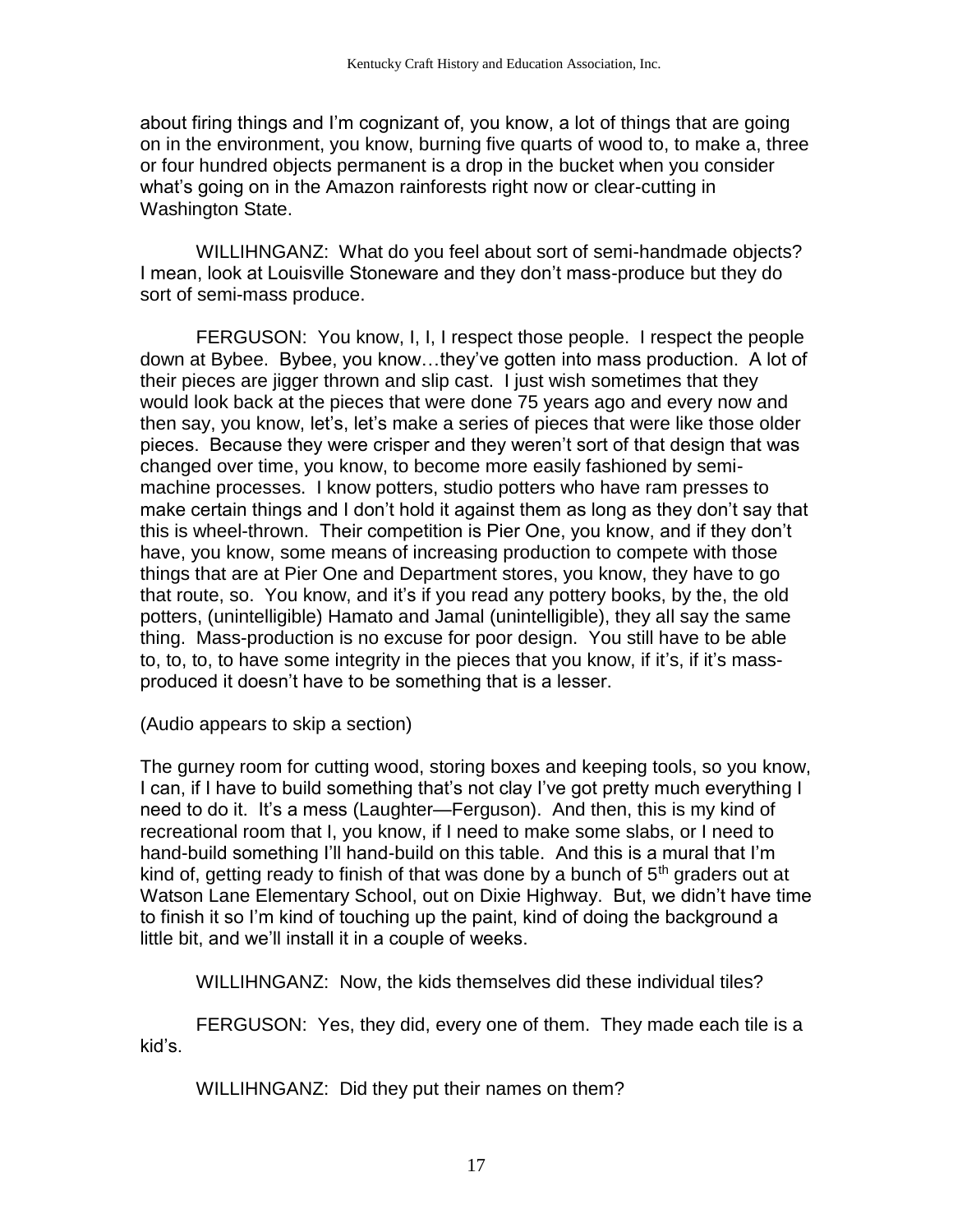about firing things and I'm cognizant of, you know, a lot of things that are going on in the environment, you know, burning five quarts of wood to, to make a, three or four hundred objects permanent is a drop in the bucket when you consider what's going on in the Amazon rainforests right now or clear-cutting in Washington State.

WILLIHNGANZ: What do you feel about sort of semi-handmade objects? I mean, look at Louisville Stoneware and they don't mass-produce but they do sort of semi-mass produce.

FERGUSON: You know, I, I, I respect those people. I respect the people down at Bybee. Bybee, you know…they've gotten into mass production. A lot of their pieces are jigger thrown and slip cast. I just wish sometimes that they would look back at the pieces that were done 75 years ago and every now and then say, you know, let's, let's make a series of pieces that were like those older pieces. Because they were crisper and they weren't sort of that design that was changed over time, you know, to become more easily fashioned by semi-machine processes. I know potters, studio potters who have ram presses to make certain things and I don't hold it against them as long as they don't say that this is wheel-thrown. Their competition is Pier One, you know, and if they don't have, you know, some means of increasing production to compete with those things that are at Pier One and Department stores, you know, they have to go that route, so. You know, and it's if you read any pottery books, by the, the old potters, (unintelligible) Hamato and Jamal (unintelligible), they all say the same thing. Mass-production is no excuse for poor design. You still have to be able to, to, to, to have some integrity in the pieces that you know, if it's, if it's mass-produced it doesn't have to be something that is a lesser.

(Audio appears to skip a section)

The gurney room for cutting wood, storing boxes and keeping tools, so you know, I can, if I have to build something that's not clay I've got pretty much everything I need to do it. It's a mess (Laughter—Ferguson). And then, this is my kind of recreational room that I, you know, if I need to make some slabs, or I need to hand-build something I'll hand-build on this table. And this is a mural that I'm kind of, getting ready to finish of that was done by a bunch of 5th graders out at Watson Lane Elementary School, out on Dixie Highway. But, we didn't have time to finish it so I'm kind of touching up the paint, kind of doing the background a little bit, and we'll install it in a couple of weeks.

WILLIHNGANZ: Now, the kids themselves did these individual tiles?

FERGUSON: Yes, they did, every one of them. They made each tile is a kid's.

WILLIHNGANZ: Did they put their names on them?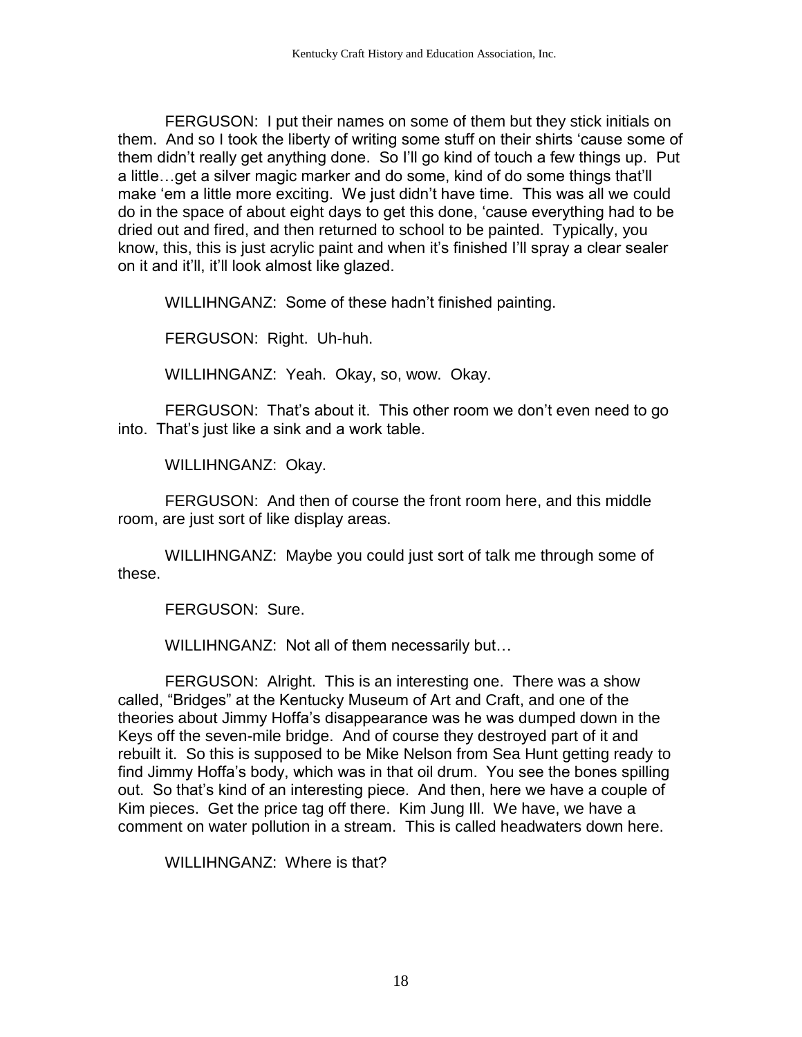FERGUSON: I put their names on some of them but they stick initials on them. And so I took the liberty of writing some stuff on their shirts 'cause some of them didn't really get anything done. So I'll go kind of touch a few things up. Put a little…get a silver magic marker and do some, kind of do some things that'll make 'em a little more exciting. We just didn't have time. This was all we could do in the space of about eight days to get this done, 'cause everything had to be dried out and fired, and then returned to school to be painted. Typically, you know, this, this is just acrylic paint and when it's finished I'll spray a clear sealer on it and it'll, it'll look almost like glazed.

WILLIHNGANZ: Some of these hadn't finished painting.

FERGUSON: Right. Uh-huh.

WILLIHNGANZ: Yeah. Okay, so, wow. Okay.

FERGUSON: That's about it. This other room we don't even need to go into. That's just like a sink and a work table.

WILLIHNGANZ: Okay.

FERGUSON: And then of course the front room here, and this middle room, are just sort of like display areas.

WILLIHNGANZ: Maybe you could just sort of talk me through some of these.

FERGUSON: Sure.

WILLIHNGANZ: Not all of them necessarily but…

FERGUSON: Alright. This is an interesting one. There was a show called, "Bridges" at the Kentucky Museum of Art and Craft, and one of the theories about Jimmy Hoffa's disappearance was he was dumped down in the Keys off the seven-mile bridge. And of course they destroyed part of it and rebuilt it. So this is supposed to be Mike Nelson from Sea Hunt getting ready to find Jimmy Hoffa's body, which was in that oil drum. You see the bones spilling out. So that's kind of an interesting piece. And then, here we have a couple of Kim pieces. Get the price tag off there. Kim Jung Ill. We have, we have a comment on water pollution in a stream. This is called headwaters down here.

WILLIHNGANZ: Where is that?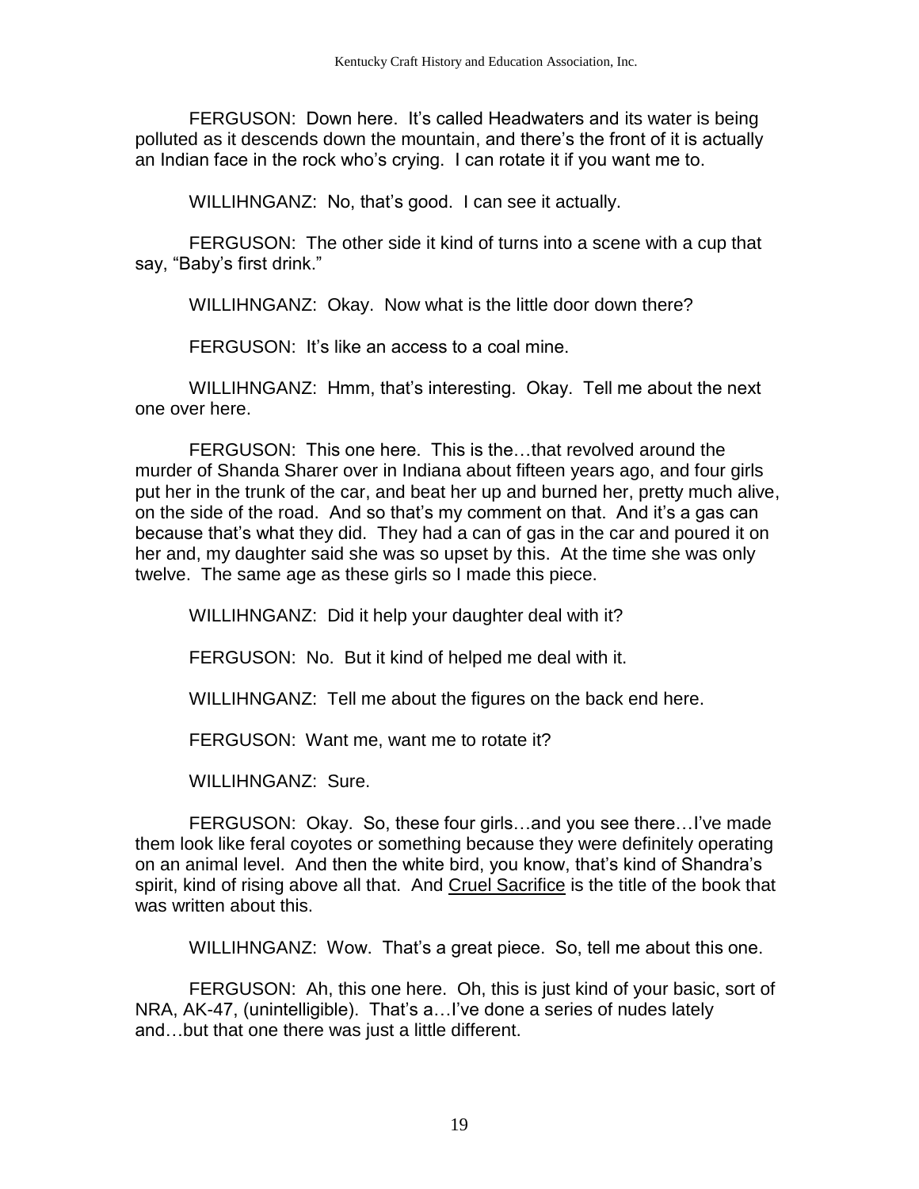FERGUSON: Down here. It's called Headwaters and its water is being polluted as it descends down the mountain, and there's the front of it is actually an Indian face in the rock who's crying. I can rotate it if you want me to.

WILLIHNGANZ: No, that's good. I can see it actually.

FERGUSON: The other side it kind of turns into a scene with a cup that say, "Baby's first drink."

WILLIHNGANZ: Okay. Now what is the little door down there?

FERGUSON: It's like an access to a coal mine.

WILLIHNGANZ: Hmm, that's interesting. Okay. Tell me about the next one over here.

FERGUSON: This one here. This is the…that revolved around the murder of Shanda Sharer over in Indiana about fifteen years ago, and four girls put her in the trunk of the car, and beat her up and burned her, pretty much alive, on the side of the road. And so that's my comment on that. And it's a gas can because that's what they did. They had a can of gas in the car and poured it on her and, my daughter said she was so upset by this. At the time she was only twelve. The same age as these girls so I made this piece.

WILLIHNGANZ: Did it help your daughter deal with it?

FERGUSON: No. But it kind of helped me deal with it.

WILLIHNGANZ: Tell me about the figures on the back end here.

FERGUSON: Want me, want me to rotate it?

WILLIHNGANZ: Sure.

FERGUSON: Okay. So, these four girls…and you see there…I've made them look like feral coyotes or something because they were definitely operating on an animal level. And then the white bird, you know, that's kind of Shandra's spirit, kind of rising above all that. And <u>Cruel Sacrifice</u> is the title of the book that was written about this.

WILLIHNGANZ: Wow. That's a great piece. So, tell me about this one.

FERGUSON: Ah, this one here. Oh, this is just kind of your basic, sort of NRA, AK-47, (unintelligible). That's a…I've done a series of nudes lately and…but that one there was just a little different.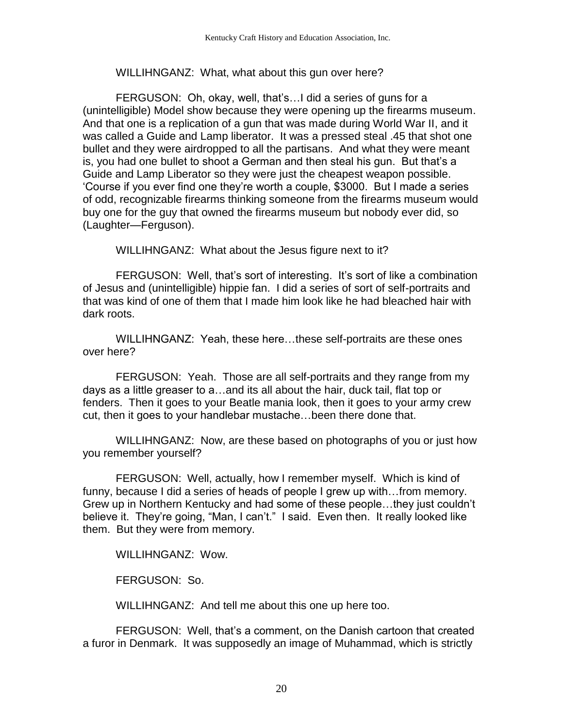WILLIHNGANZ: What, what about this gun over here?

FERGUSON: Oh, okay, well, that's…I did a series of guns for a (unintelligible) Model show because they were opening up the firearms museum. And that one is a replication of a gun that was made during World War II, and it was called a Guide and Lamp liberator. It was a pressed steal .45 that shot one bullet and they were airdropped to all the partisans. And what they were meant is, you had one bullet to shoot a German and then steal his gun. But that's a Guide and Lamp Liberator so they were just the cheapest weapon possible. 'Course if you ever find one they're worth a couple, $3000. But I made a series of odd, recognizable firearms thinking someone from the firearms museum would buy one for the guy that owned the firearms museum but nobody ever did, so (Laughter—Ferguson).

WILLIHNGANZ: What about the Jesus figure next to it?

FERGUSON: Well, that's sort of interesting. It's sort of like a combination of Jesus and (unintelligible) hippie fan. I did a series of sort of self-portraits and that was kind of one of them that I made him look like he had bleached hair with dark roots.

WILLIHNGANZ: Yeah, these here…these self-portraits are these ones over here?

FERGUSON: Yeah. Those are all self-portraits and they range from my days as a little greaser to a…and its all about the hair, duck tail, flat top or fenders. Then it goes to your Beatle mania look, then it goes to your army crew cut, then it goes to your handlebar mustache…been there done that.

WILLIHNGANZ: Now, are these based on photographs of you or just how you remember yourself?

FERGUSON: Well, actually, how I remember myself. Which is kind of funny, because I did a series of heads of people I grew up with…from memory. Grew up in Northern Kentucky and had some of these people…they just couldn't believe it. They're going, "Man, I can't." I said. Even then. It really looked like them. But they were from memory.

WILLIHNGANZ: Wow.

FERGUSON: So.

WILLIHNGANZ: And tell me about this one up here too.

FERGUSON: Well, that's a comment, on the Danish cartoon that created a furor in Denmark. It was supposedly an image of Muhammad, which is strictly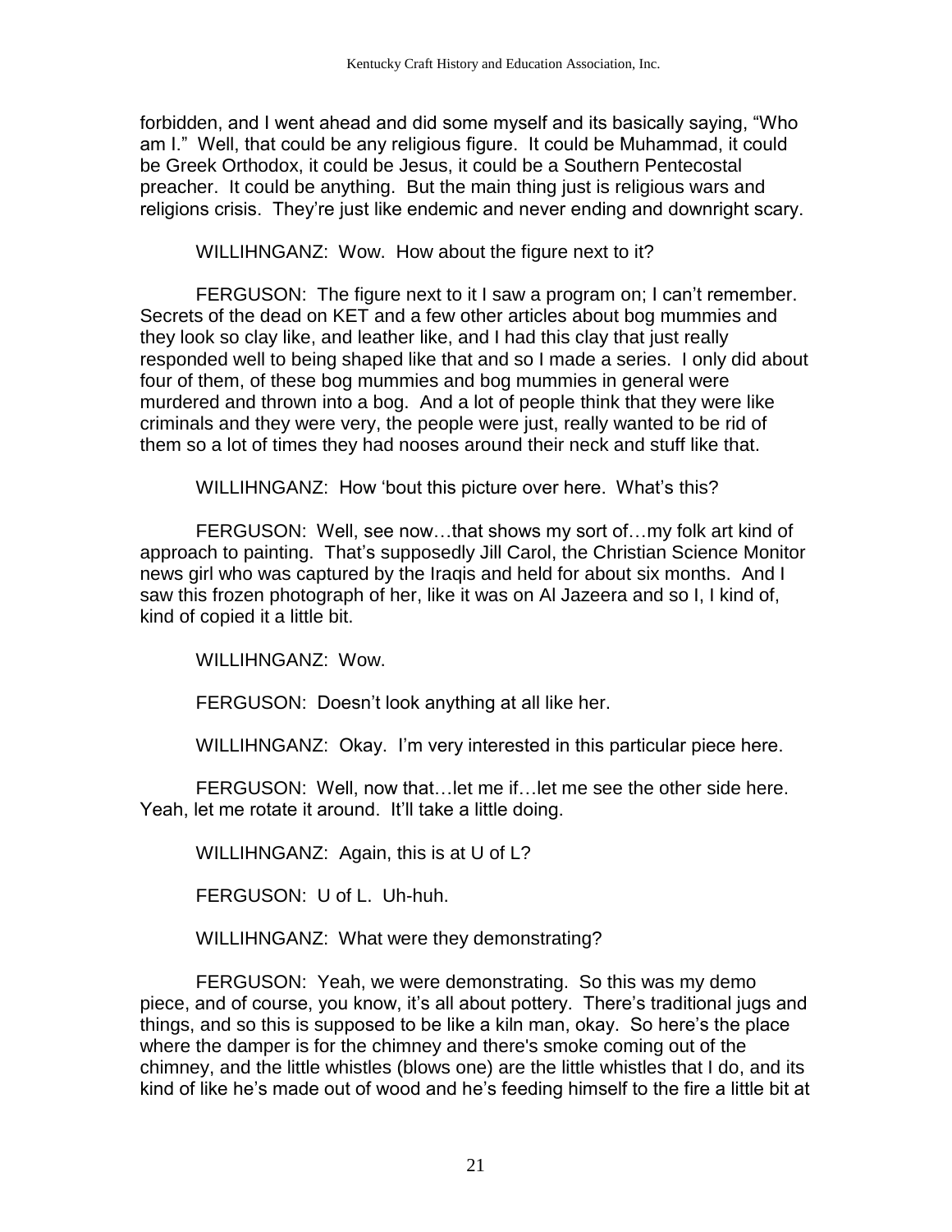forbidden, and I went ahead and did some myself and its basically saying, "Who am I." Well, that could be any religious figure. It could be Muhammad, it could be Greek Orthodox, it could be Jesus, it could be a Southern Pentecostal preacher. It could be anything. But the main thing just is religious wars and religions crisis. They're just like endemic and never ending and downright scary.

WILLIHNGANZ: Wow. How about the figure next to it?

FERGUSON: The figure next to it I saw a program on; I can't remember. Secrets of the dead on KET and a few other articles about bog mummies and they look so clay like, and leather like, and I had this clay that just really responded well to being shaped like that and so I made a series. I only did about four of them, of these bog mummies and bog mummies in general were murdered and thrown into a bog. And a lot of people think that they were like criminals and they were very, the people were just, really wanted to be rid of them so a lot of times they had nooses around their neck and stuff like that.

WILLIHNGANZ: How 'bout this picture over here. What's this?

FERGUSON: Well, see now…that shows my sort of…my folk art kind of approach to painting. That's supposedly Jill Carol, the Christian Science Monitor news girl who was captured by the Iraqis and held for about six months. And I saw this frozen photograph of her, like it was on Al Jazeera and so I, I kind of, kind of copied it a little bit.

WILLIHNGANZ: Wow.

FERGUSON: Doesn't look anything at all like her.

WILLIHNGANZ: Okay. I'm very interested in this particular piece here.

FERGUSON: Well, now that…let me if…let me see the other side here. Yeah, let me rotate it around. It'll take a little doing.

WILLIHNGANZ: Again, this is at U of L?

FERGUSON: U of L. Uh-huh.

WILLIHNGANZ: What were they demonstrating?

FERGUSON: Yeah, we were demonstrating. So this was my demo piece, and of course, you know, it's all about pottery. There's traditional jugs and things, and so this is supposed to be like a kiln man, okay. So here's the place where the damper is for the chimney and there's smoke coming out of the chimney, and the little whistles (blows one) are the little whistles that I do, and its kind of like he's made out of wood and he's feeding himself to the fire a little bit at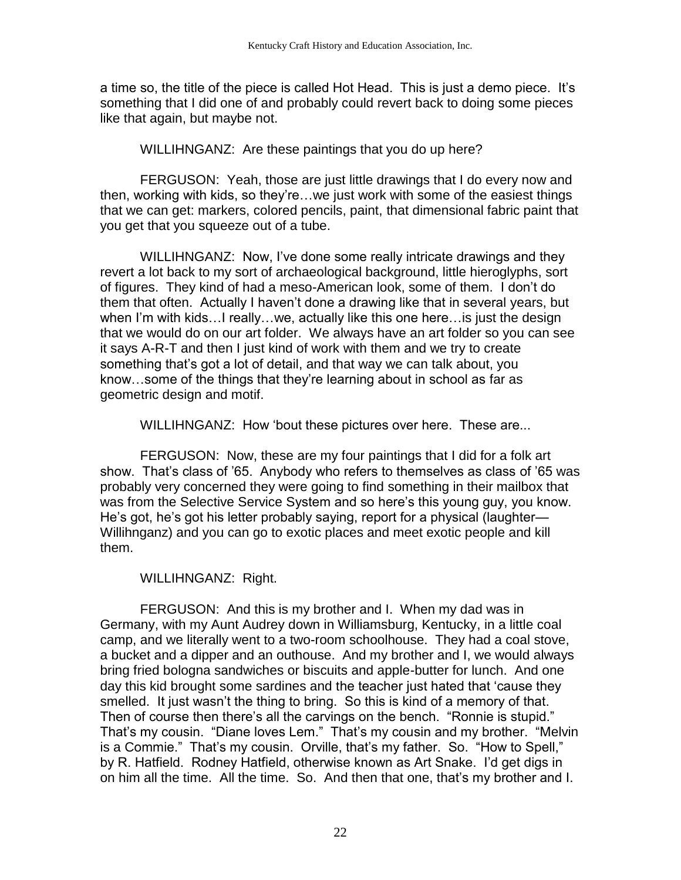a time so, the title of the piece is called Hot Head. This is just a demo piece. It's something that I did one of and probably could revert back to doing some pieces like that again, but maybe not.

WILLIHNGANZ: Are these paintings that you do up here?

FERGUSON: Yeah, those are just little drawings that I do every now and then, working with kids, so they're…we just work with some of the easiest things that we can get: markers, colored pencils, paint, that dimensional fabric paint that you get that you squeeze out of a tube.

WILLIHNGANZ: Now, I've done some really intricate drawings and they revert a lot back to my sort of archaeological background, little hieroglyphs, sort of figures. They kind of had a meso-American look, some of them. I don't do them that often. Actually I haven't done a drawing like that in several years, but when I'm with kids…I really…we, actually like this one here…is just the design that we would do on our art folder. We always have an art folder so you can see it says A-R-T and then I just kind of work with them and we try to create something that's got a lot of detail, and that way we can talk about, you know…some of the things that they're learning about in school as far as geometric design and motif.

WILLIHNGANZ: How 'bout these pictures over here. These are...

FERGUSON: Now, these are my four paintings that I did for a folk art show. That's class of '65. Anybody who refers to themselves as class of '65 was probably very concerned they were going to find something in their mailbox that was from the Selective Service System and so here's this young guy, you know. He's got, he's got his letter probably saying, report for a physical (laughter—Willihnganz) and you can go to exotic places and meet exotic people and kill them.

WILLIHNGANZ: Right.

FERGUSON: And this is my brother and I. When my dad was in Germany, with my Aunt Audrey down in Williamsburg, Kentucky, in a little coal camp, and we literally went to a two-room schoolhouse. They had a coal stove, a bucket and a dipper and an outhouse. And my brother and I, we would always bring fried bologna sandwiches or biscuits and apple-butter for lunch. And one day this kid brought some sardines and the teacher just hated that 'cause they smelled. It just wasn't the thing to bring. So this is kind of a memory of that. Then of course then there's all the carvings on the bench. "Ronnie is stupid." That's my cousin. "Diane loves Lem." That's my cousin and my brother. "Melvin is a Commie." That's my cousin. Orville, that's my father. So. "How to Spell," by R. Hatfield. Rodney Hatfield, otherwise known as Art Snake. I'd get digs in on him all the time. All the time. So. And then that one, that's my brother and I.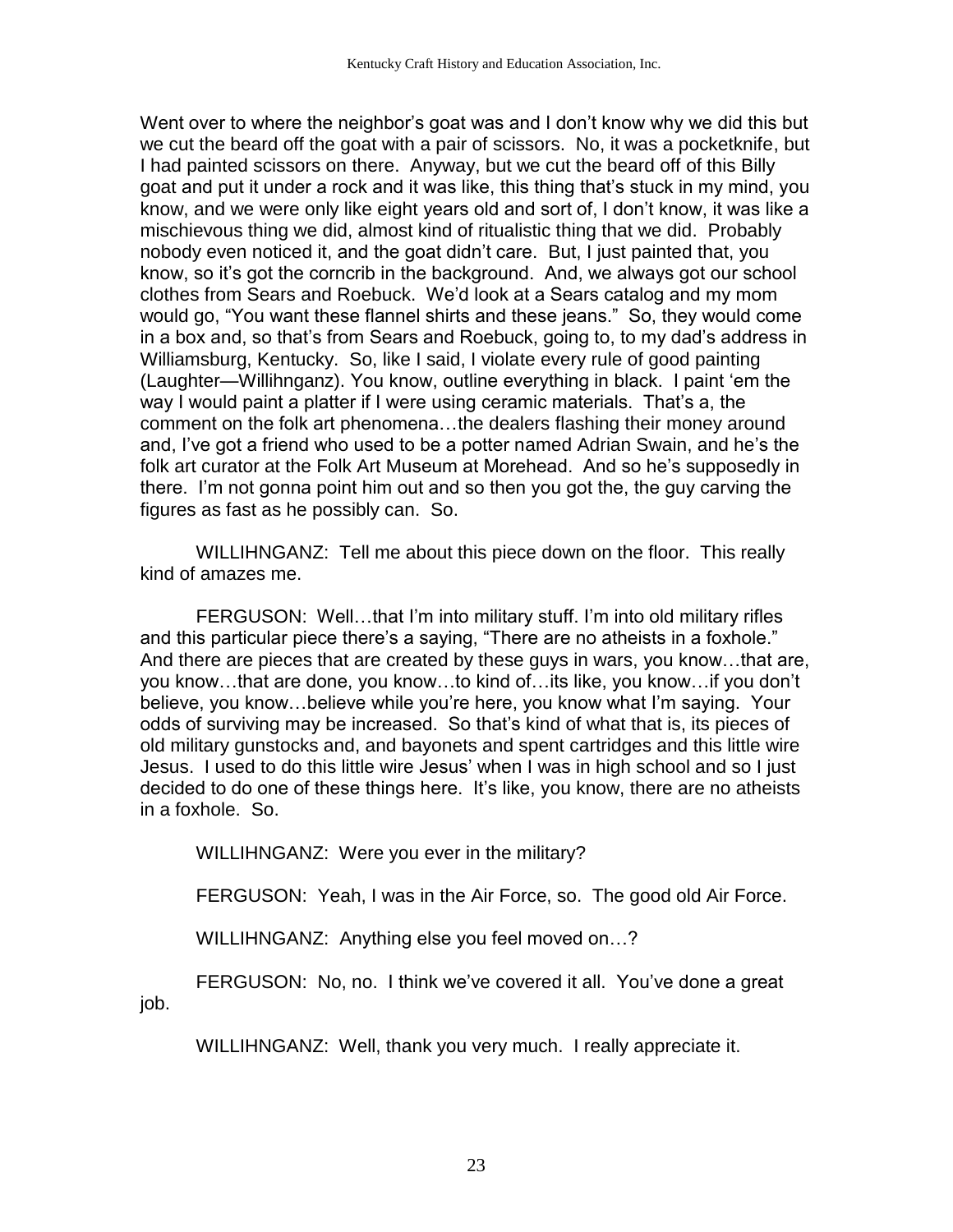Went over to where the neighbor's goat was and I don't know why we did this but we cut the beard off the goat with a pair of scissors. No, it was a pocketknife, but I had painted scissors on there. Anyway, but we cut the beard off of this Billy goat and put it under a rock and it was like, this thing that's stuck in my mind, you know, and we were only like eight years old and sort of, I don't know, it was like a mischievous thing we did, almost kind of ritualistic thing that we did. Probably nobody even noticed it, and the goat didn't care. But, I just painted that, you know, so it's got the corncrib in the background. And, we always got our school clothes from Sears and Roebuck. We'd look at a Sears catalog and my mom would go, "You want these flannel shirts and these jeans." So, they would come in a box and, so that's from Sears and Roebuck, going to, to my dad's address in Williamsburg, Kentucky. So, like I said, I violate every rule of good painting (Laughter—Willihnganz). You know, outline everything in black. I paint 'em the way I would paint a platter if I were using ceramic materials. That's a, the comment on the folk art phenomena…the dealers flashing their money around and, I've got a friend who used to be a potter named Adrian Swain, and he's the folk art curator at the Folk Art Museum at Morehead. And so he's supposedly in there. I'm not gonna point him out and so then you got the, the guy carving the figures as fast as he possibly can. So.

WILLIHNGANZ: Tell me about this piece down on the floor. This really kind of amazes me.

FERGUSON: Well…that I'm into military stuff. I'm into old military rifles and this particular piece there's a saying, "There are no atheists in a foxhole." And there are pieces that are created by these guys in wars, you know…that are, you know…that are done, you know…to kind of…its like, you know…if you don't believe, you know…believe while you're here, you know what I'm saying. Your odds of surviving may be increased. So that's kind of what that is, its pieces of old military gunstocks and, and bayonets and spent cartridges and this little wire Jesus. I used to do this little wire Jesus' when I was in high school and so I just decided to do one of these things here. It's like, you know, there are no atheists in a foxhole. So.

WILLIHNGANZ: Were you ever in the military?

FERGUSON: Yeah, I was in the Air Force, so. The good old Air Force.

WILLIHNGANZ: Anything else you feel moved on…?

FERGUSON: No, no. I think we've covered it all. You've done a great job.

WILLIHNGANZ: Well, thank you very much. I really appreciate it.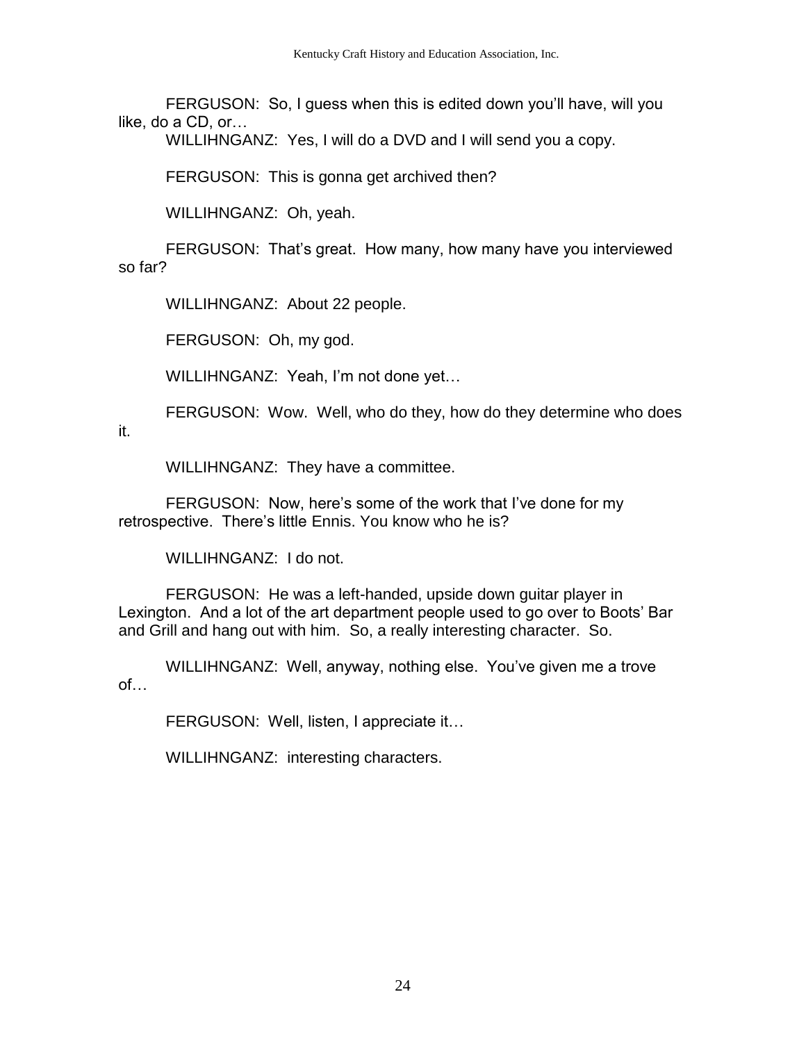FERGUSON: So, I guess when this is edited down you'll have, will you like, do a CD, or…

WILLIHNGANZ: Yes, I will do a DVD and I will send you a copy.

FERGUSON: This is gonna get archived then?

WILLIHNGANZ: Oh, yeah.

FERGUSON: That's great. How many, how many have you interviewed so far?

WILLIHNGANZ: About 22 people.

FERGUSON: Oh, my god.

WILLIHNGANZ: Yeah, I'm not done yet…

FERGUSON: Wow. Well, who do they, how do they determine who does it.

WILLIHNGANZ: They have a committee.

FERGUSON: Now, here's some of the work that I've done for my retrospective. There's little Ennis. You know who he is?

WILLIHNGANZ: I do not.

FERGUSON: He was a left-handed, upside down guitar player in Lexington. And a lot of the art department people used to go over to Boots' Bar and Grill and hang out with him. So, a really interesting character. So.

WILLIHNGANZ: Well, anyway, nothing else. You've given me a trove of…

FERGUSON: Well, listen, I appreciate it…

WILLIHNGANZ: interesting characters.